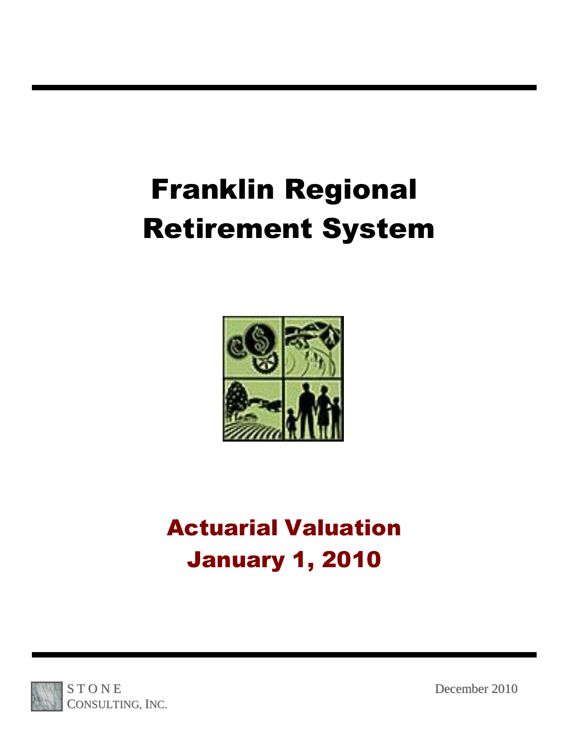# Franklin Regional Retirement System

## Actuarial Valuation January 1, 2010

STONE CONSULTING, INC.

December 2010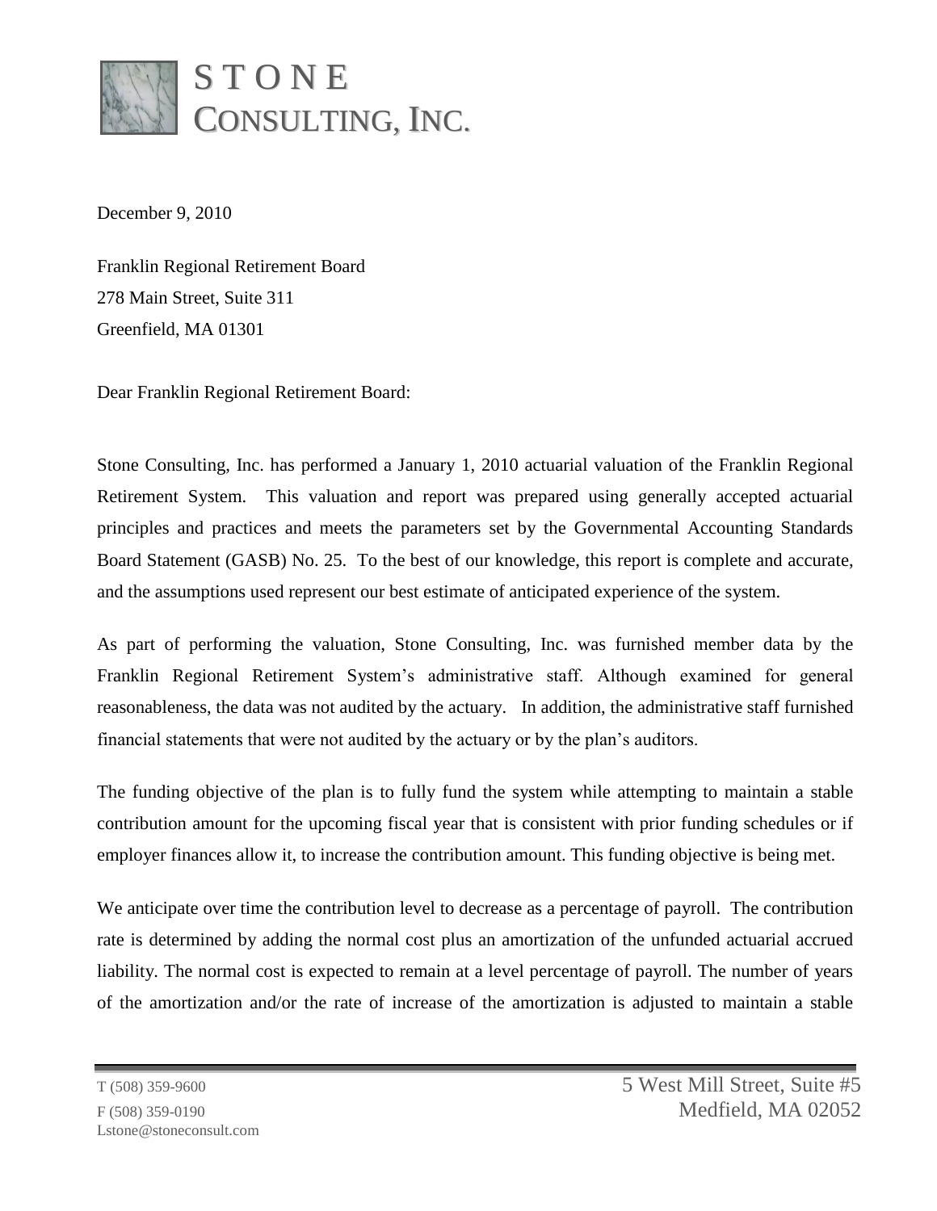# STONE CONSULTING, INC.

December 9, 2010

Franklin Regional Retirement Board
278 Main Street, Suite 311
Greenfield, MA 01301

Dear Franklin Regional Retirement Board:

Stone Consulting, Inc. has performed a January 1, 2010 actuarial valuation of the Franklin Regional Retirement System. This valuation and report was prepared using generally accepted actuarial principles and practices and meets the parameters set by the Governmental Accounting Standards Board Statement (GASB) No. 25. To the best of our knowledge, this report is complete and accurate, and the assumptions used represent our best estimate of anticipated experience of the system.

As part of performing the valuation, Stone Consulting, Inc. was furnished member data by the Franklin Regional Retirement System's administrative staff. Although examined for general reasonableness, the data was not audited by the actuary. In addition, the administrative staff furnished financial statements that were not audited by the actuary or by the plan's auditors.

The funding objective of the plan is to fully fund the system while attempting to maintain a stable contribution amount for the upcoming fiscal year that is consistent with prior funding schedules or if employer finances allow it, to increase the contribution amount. This funding objective is being met.

We anticipate over time the contribution level to decrease as a percentage of payroll. The contribution rate is determined by adding the normal cost plus an amortization of the unfunded actuarial accrued liability. The normal cost is expected to remain at a level percentage of payroll. The number of years of the amortization and/or the rate of increase of the amortization is adjusted to maintain a stable

T (508) 359-9600
F (508) 359-0190
Lstone@stoneconsult.com

5 West Mill Street, Suite #5
Medfield, MA 02052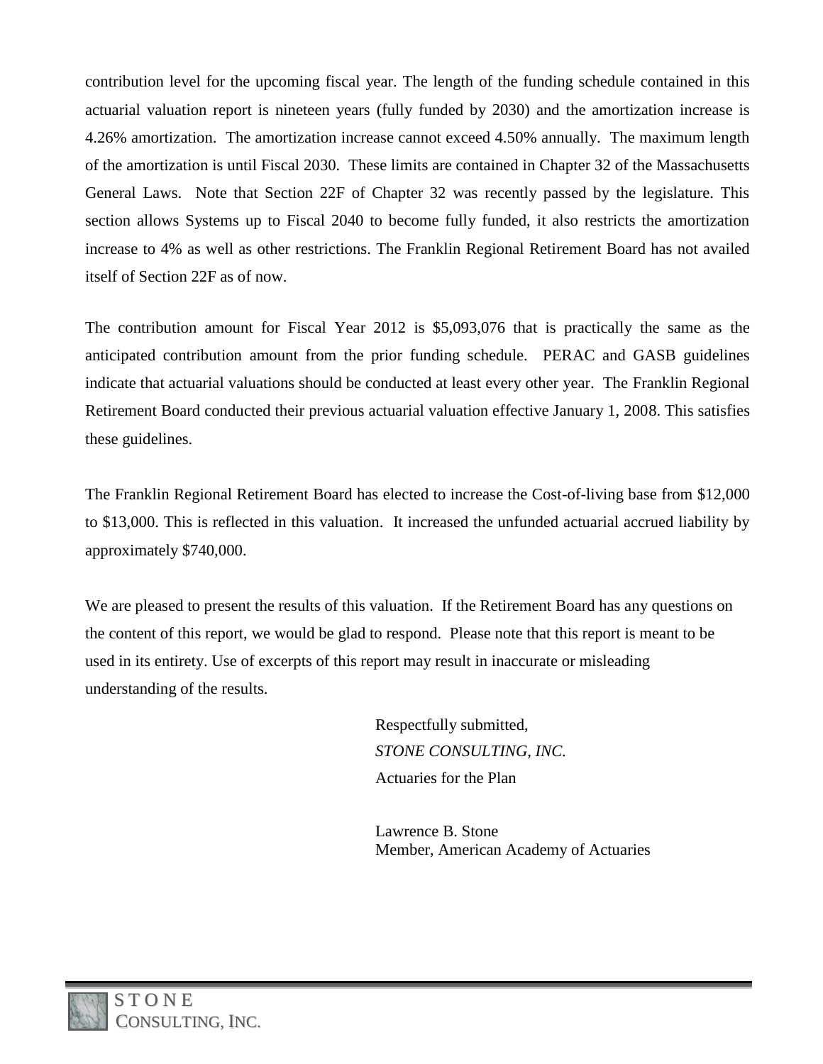contribution level for the upcoming fiscal year. The length of the funding schedule contained in this actuarial valuation report is nineteen years (fully funded by 2030) and the amortization increase is 4.26% amortization. The amortization increase cannot exceed 4.50% annually. The maximum length of the amortization is until Fiscal 2030. These limits are contained in Chapter 32 of the Massachusetts General Laws. Note that Section 22F of Chapter 32 was recently passed by the legislature. This section allows Systems up to Fiscal 2040 to become fully funded, it also restricts the amortization increase to 4% as well as other restrictions. The Franklin Regional Retirement Board has not availed itself of Section 22F as of now.

The contribution amount for Fiscal Year 2012 is $5,093,076 that is practically the same as the anticipated contribution amount from the prior funding schedule. PERAC and GASB guidelines indicate that actuarial valuations should be conducted at least every other year. The Franklin Regional Retirement Board conducted their previous actuarial valuation effective January 1, 2008. This satisfies these guidelines.

The Franklin Regional Retirement Board has elected to increase the Cost-of-living base from $12,000 to $13,000. This is reflected in this valuation. It increased the unfunded actuarial accrued liability by approximately $740,000.

We are pleased to present the results of this valuation. If the Retirement Board has any questions on the content of this report, we would be glad to respond. Please note that this report is meant to be used in its entirety. Use of excerpts of this report may result in inaccurate or misleading understanding of the results.

Respectfully submitted,
*STONE CONSULTING, INC.*
Actuaries for the Plan

Lawrence B. Stone
Member, American Academy of Actuaries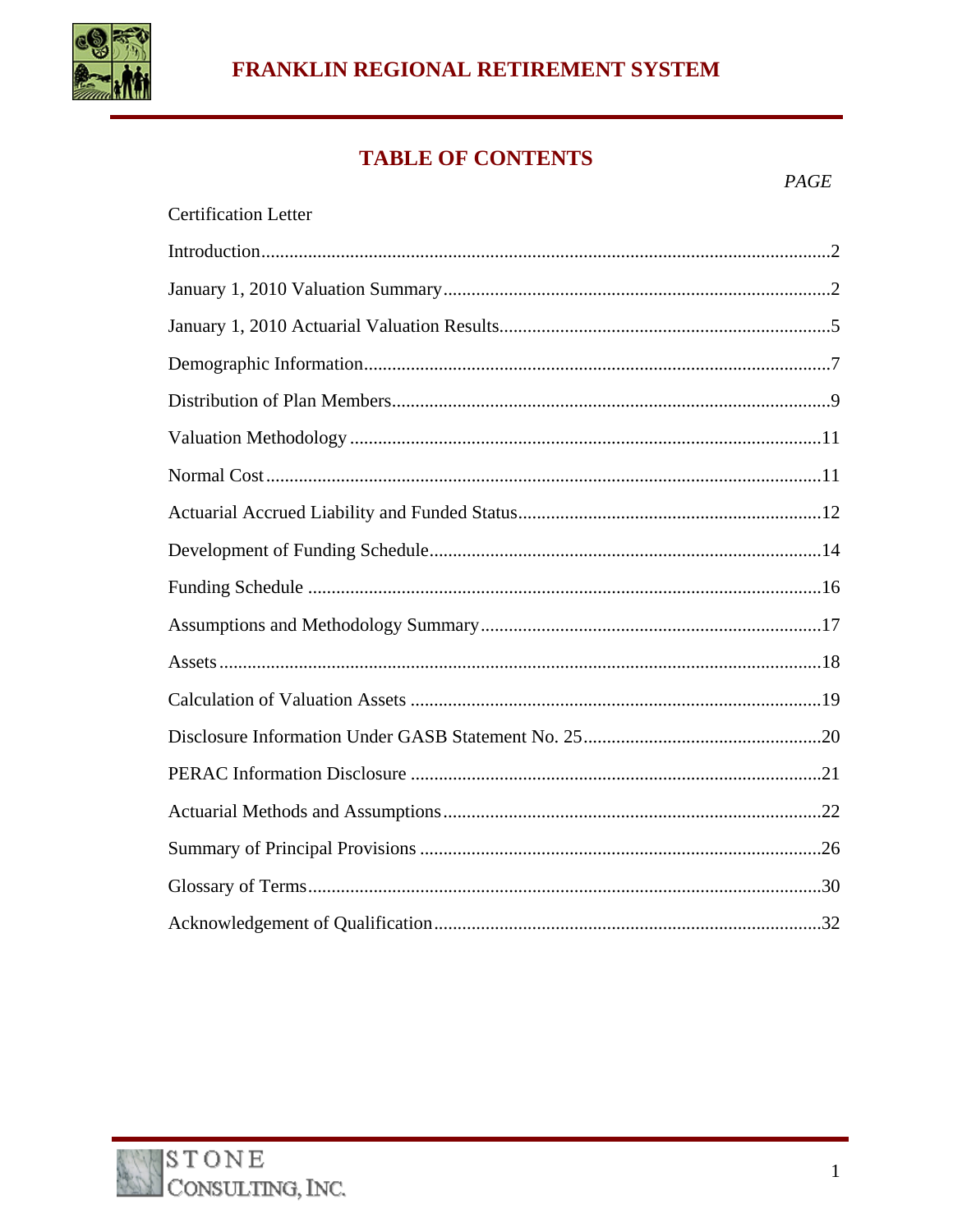# TABLE OF CONTENTS

| | PAGE |
|---|---|
| Certification Letter | |
| Introduction | 2 |
| January 1, 2010 Valuation Summary | 2 |
| January 1, 2010 Actuarial Valuation Results | 5 |
| Demographic Information | 7 |
| Distribution of Plan Members | 9 |
| Valuation Methodology | 11 |
| Normal Cost | 11 |
| Actuarial Accrued Liability and Funded Status | 12 |
| Development of Funding Schedule | 14 |
| Funding Schedule | 16 |
| Assumptions and Methodology Summary | 17 |
| Assets | 18 |
| Calculation of Valuation Assets | 19 |
| Disclosure Information Under GASB Statement No. 25 | 20 |
| PERAC Information Disclosure | 21 |
| Actuarial Methods and Assumptions | 22 |
| Summary of Principal Provisions | 26 |
| Glossary of Terms | 30 |
| Acknowledgement of Qualification | 32 |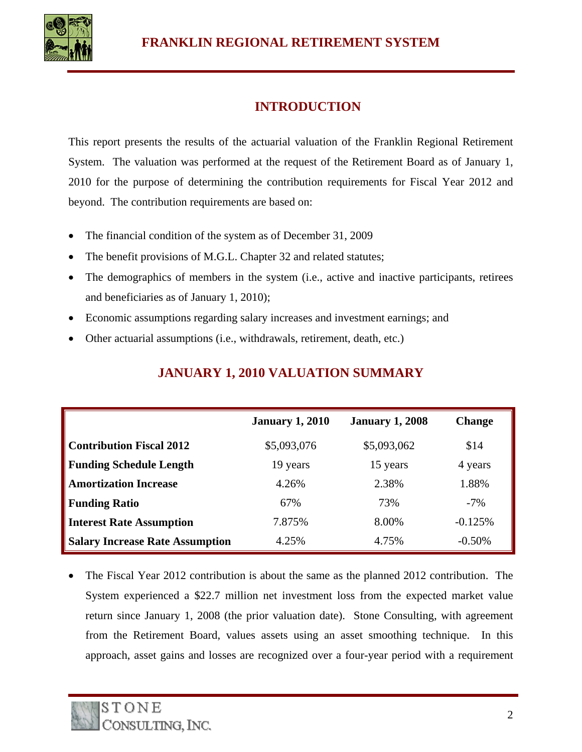## INTRODUCTION

This report presents the results of the actuarial valuation of the Franklin Regional Retirement System. The valuation was performed at the request of the Retirement Board as of January 1, 2010 for the purpose of determining the contribution requirements for Fiscal Year 2012 and beyond. The contribution requirements are based on:

- The financial condition of the system as of December 31, 2009
- The benefit provisions of M.G.L. Chapter 32 and related statutes;
- The demographics of members in the system (i.e., active and inactive participants, retirees and beneficiaries as of January 1, 2010);
- Economic assumptions regarding salary increases and investment earnings; and
- Other actuarial assumptions (i.e., withdrawals, retirement, death, etc.)

## JANUARY 1, 2010 VALUATION SUMMARY

| | January 1, 2010 | January 1, 2008 | Change |
|---|---|---|---|
| **Contribution Fiscal 2012** | $5,093,076 | $5,093,062 | $14 |
| **Funding Schedule Length** | 19 years | 15 years | 4 years |
| **Amortization Increase** | 4.26% | 2.38% | 1.88% |
| **Funding Ratio** | 67% | 73% | -7% |
| **Interest Rate Assumption** | 7.875% | 8.00% | -0.125% |
| **Salary Increase Rate Assumption** | 4.25% | 4.75% | -0.50% |

- The Fiscal Year 2012 contribution is about the same as the planned 2012 contribution. The System experienced a $22.7 million net investment loss from the expected market value return since January 1, 2008 (the prior valuation date). Stone Consulting, with agreement from the Retirement Board, values assets using an asset smoothing technique. In this approach, asset gains and losses are recognized over a four-year period with a requirement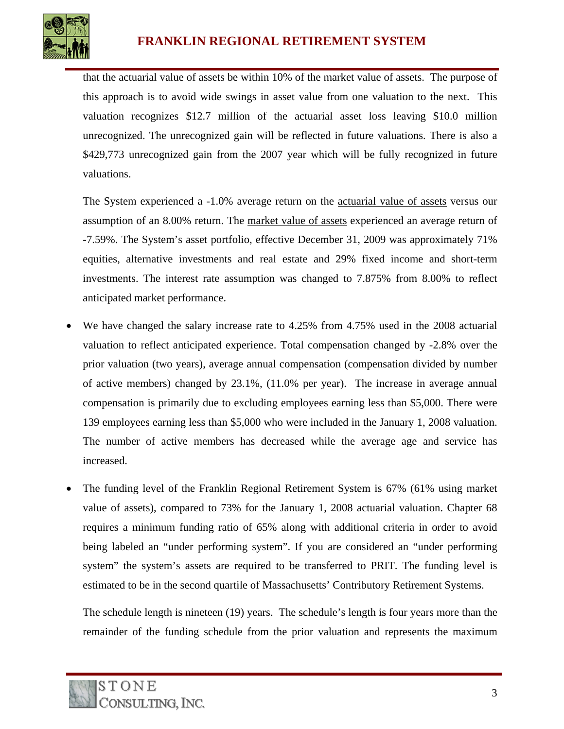that the actuarial value of assets be within 10% of the market value of assets. The purpose of this approach is to avoid wide swings in asset value from one valuation to the next. This valuation recognizes $12.7 million of the actuarial asset loss leaving $10.0 million unrecognized. The unrecognized gain will be reflected in future valuations. There is also a $429,773 unrecognized gain from the 2007 year which will be fully recognized in future valuations.

The System experienced a -1.0% average return on the actuarial value of assets versus our assumption of an 8.00% return. The market value of assets experienced an average return of -7.59%. The System's asset portfolio, effective December 31, 2009 was approximately 71% equities, alternative investments and real estate and 29% fixed income and short-term investments. The interest rate assumption was changed to 7.875% from 8.00% to reflect anticipated market performance.

- We have changed the salary increase rate to 4.25% from 4.75% used in the 2008 actuarial valuation to reflect anticipated experience. Total compensation changed by -2.8% over the prior valuation (two years), average annual compensation (compensation divided by number of active members) changed by 23.1%, (11.0% per year). The increase in average annual compensation is primarily due to excluding employees earning less than $5,000. There were 139 employees earning less than $5,000 who were included in the January 1, 2008 valuation. The number of active members has decreased while the average age and service has increased.

- The funding level of the Franklin Regional Retirement System is 67% (61% using market value of assets), compared to 73% for the January 1, 2008 actuarial valuation. Chapter 68 requires a minimum funding ratio of 65% along with additional criteria in order to avoid being labeled an "under performing system". If you are considered an "under performing system" the system's assets are required to be transferred to PRIT. The funding level is estimated to be in the second quartile of Massachusetts' Contributory Retirement Systems.

  The schedule length is nineteen (19) years. The schedule's length is four years more than the remainder of the funding schedule from the prior valuation and represents the maximum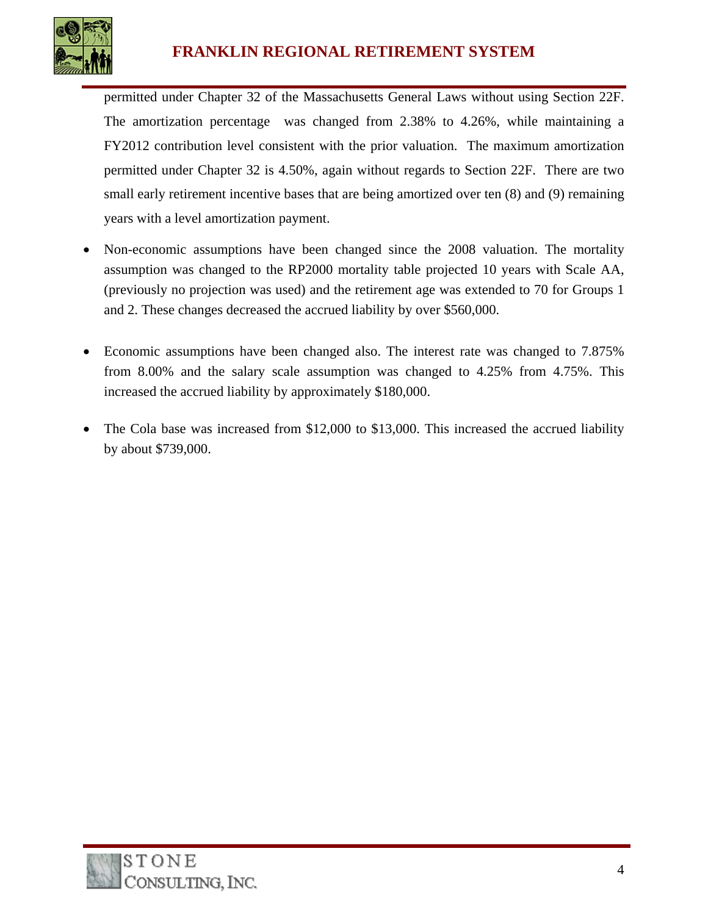permitted under Chapter 32 of the Massachusetts General Laws without using Section 22F. The amortization percentage was changed from 2.38% to 4.26%, while maintaining a FY2012 contribution level consistent with the prior valuation. The maximum amortization permitted under Chapter 32 is 4.50%, again without regards to Section 22F. There are two small early retirement incentive bases that are being amortized over ten (8) and (9) remaining years with a level amortization payment.

- Non-economic assumptions have been changed since the 2008 valuation. The mortality assumption was changed to the RP2000 mortality table projected 10 years with Scale AA, (previously no projection was used) and the retirement age was extended to 70 for Groups 1 and 2. These changes decreased the accrued liability by over $560,000.

- Economic assumptions have been changed also. The interest rate was changed to 7.875% from 8.00% and the salary scale assumption was changed to 4.25% from 4.75%. This increased the accrued liability by approximately $180,000.

- The Cola base was increased from $12,000 to $13,000. This increased the accrued liability by about $739,000.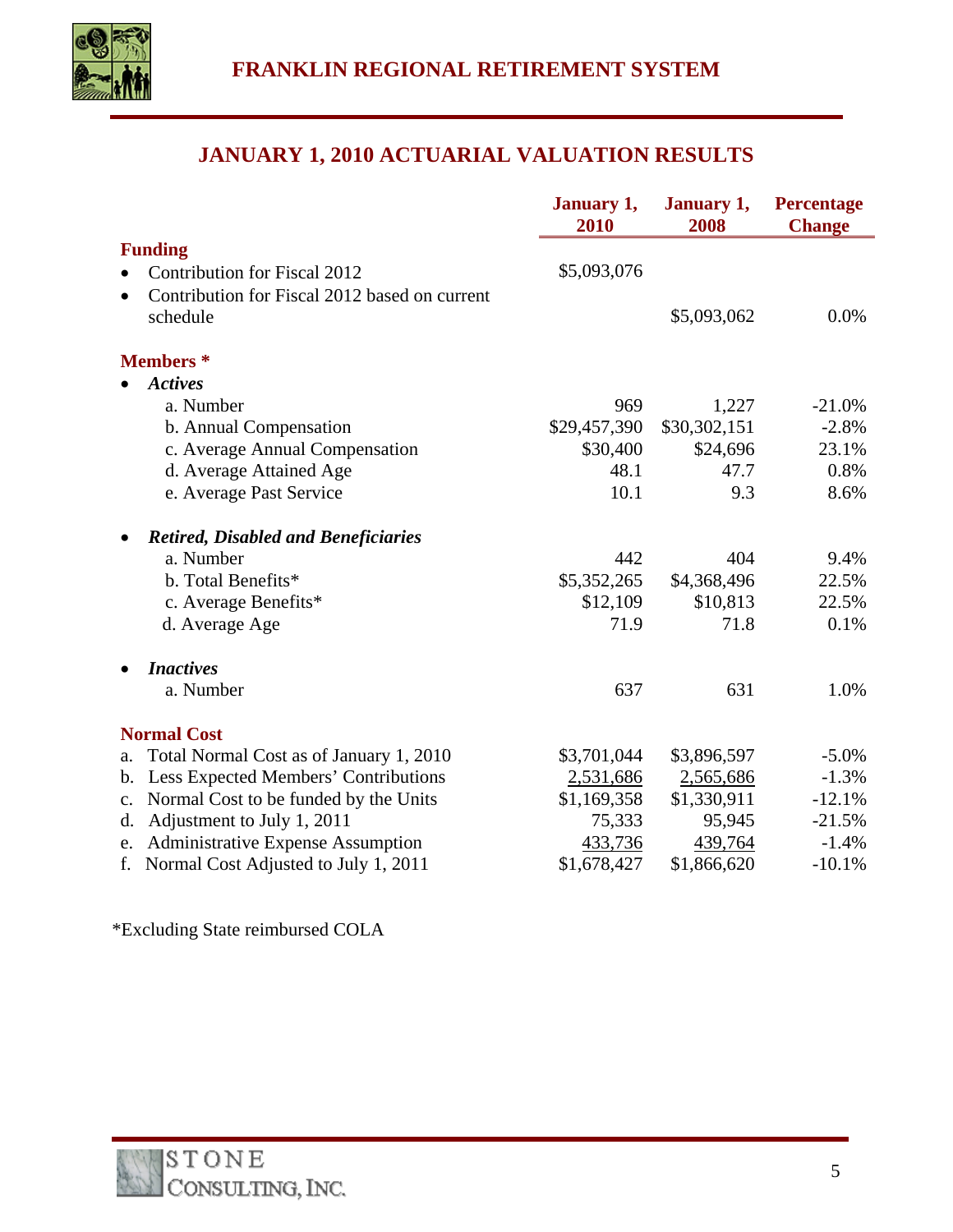## JANUARY 1, 2010 ACTUARIAL VALUATION RESULTS

| | January 1, 2010 | January 1, 2008 | Percentage Change |
|---|---|---|---|
| **Funding** | | | |
| • Contribution for Fiscal 2012 | $5,093,076 | | |
| • Contribution for Fiscal 2012 based on current schedule | | $5,093,062 | 0.0% |
| **Members \*** | | | |
| • ***Actives*** | | | |
| a. Number | 969 | 1,227 | -21.0% |
| b. Annual Compensation | $29,457,390 | $30,302,151 | -2.8% |
| c. Average Annual Compensation | $30,400 | $24,696 | 23.1% |
| d. Average Attained Age | 48.1 | 47.7 | 0.8% |
| e. Average Past Service | 10.1 | 9.3 | 8.6% |
| • ***Retired, Disabled and Beneficiaries*** | | | |
| a. Number | 442 | 404 | 9.4% |
| b. Total Benefits* | $5,352,265 | $4,368,496 | 22.5% |
| c. Average Benefits* | $12,109 | $10,813 | 22.5% |
| d. Average Age | 71.9 | 71.8 | 0.1% |
| • ***Inactives*** | | | |
| a. Number | 637 | 631 | 1.0% |
| **Normal Cost** | | | |
| a. Total Normal Cost as of January 1, 2010 | $3,701,044 | $3,896,597 | -5.0% |
| b. Less Expected Members' Contributions | 2,531,686 | 2,565,686 | -1.3% |
| c. Normal Cost to be funded by the Units | $1,169,358 | $1,330,911 | -12.1% |
| d. Adjustment to July 1, 2011 | 75,333 | 95,945 | -21.5% |
| e. Administrative Expense Assumption | 433,736 | 439,764 | -1.4% |
| f. Normal Cost Adjusted to July 1, 2011 | $1,678,427 | $1,866,620 | -10.1% |

*Excluding State reimbursed COLA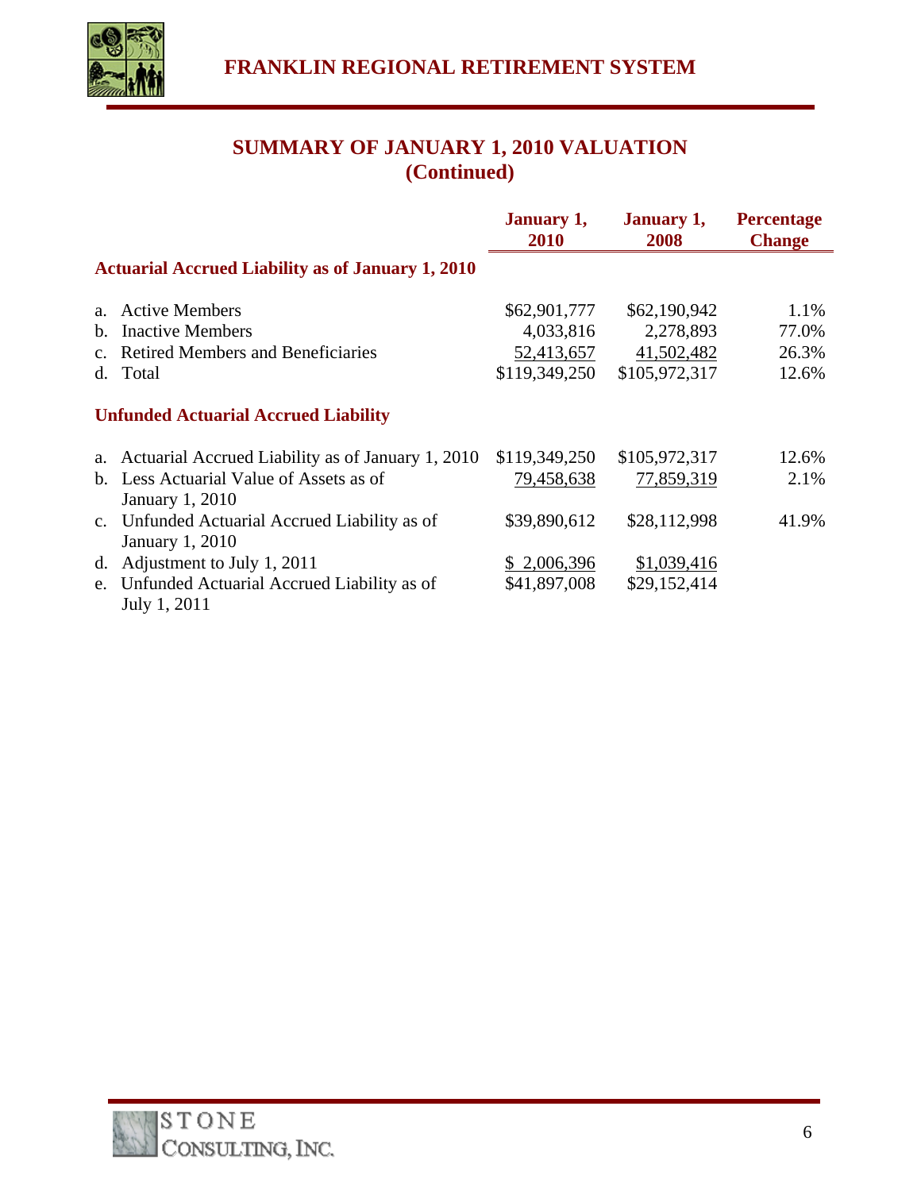## SUMMARY OF JANUARY 1, 2010 VALUATION (Continued)

| | January 1, 2010 | January 1, 2008 | Percentage Change |
|---|---|---|---|
| **Actuarial Accrued Liability as of January 1, 2010** | | | |
| a. Active Members | $62,901,777 | $62,190,942 | 1.1% |
| b. Inactive Members | 4,033,816 | 2,278,893 | 77.0% |
| c. Retired Members and Beneficiaries | 52,413,657 | 41,502,482 | 26.3% |
| d. Total | $119,349,250 | $105,972,317 | 12.6% |
| **Unfunded Actuarial Accrued Liability** | | | |
| a. Actuarial Accrued Liability as of January 1, 2010 | $119,349,250 | $105,972,317 | 12.6% |
| b. Less Actuarial Value of Assets as of January 1, 2010 | 79,458,638 | 77,859,319 | 2.1% |
| c. Unfunded Actuarial Accrued Liability as of January 1, 2010 | $39,890,612 | $28,112,998 | 41.9% |
| d. Adjustment to July 1, 2011 | $ 2,006,396 | $1,039,416 | |
| e. Unfunded Actuarial Accrued Liability as of July 1, 2011 | $41,897,008 | $29,152,414 | |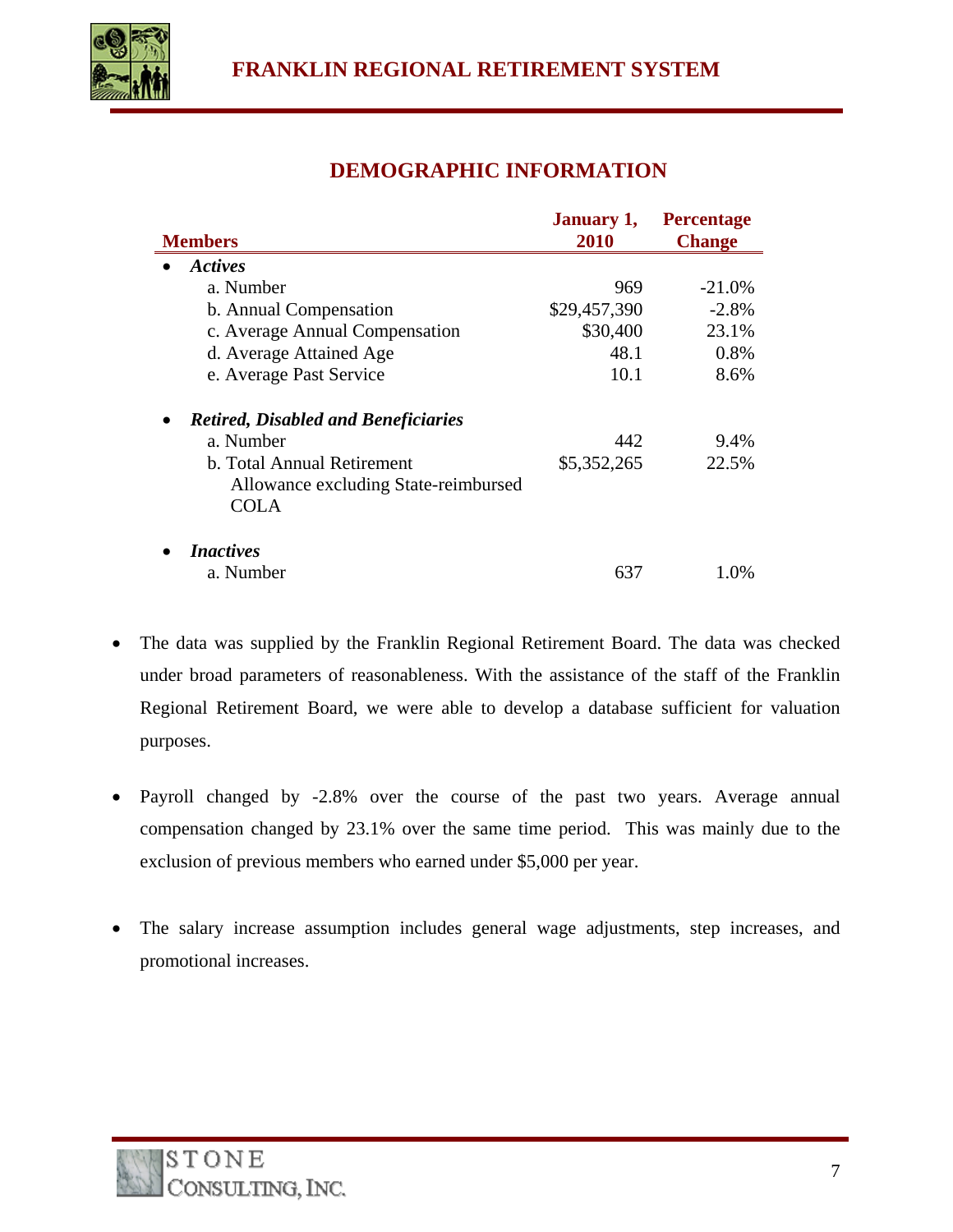## DEMOGRAPHIC INFORMATION

| Members | January 1, 2010 | Percentage Change |
|---|---|---|
| • ***Actives*** | | |
| a. Number | 969 | -21.0% |
| b. Annual Compensation | $29,457,390 | -2.8% |
| c. Average Annual Compensation | $30,400 | 23.1% |
| d. Average Attained Age | 48.1 | 0.8% |
| e. Average Past Service | 10.1 | 8.6% |
| • ***Retired, Disabled and Beneficiaries*** | | |
| a. Number | 442 | 9.4% |
| b. Total Annual Retirement Allowance excluding State-reimbursed COLA | $5,352,265 | 22.5% |
| • ***Inactives*** | | |
| a. Number | 637 | 1.0% |

- The data was supplied by the Franklin Regional Retirement Board. The data was checked under broad parameters of reasonableness. With the assistance of the staff of the Franklin Regional Retirement Board, we were able to develop a database sufficient for valuation purposes.

- Payroll changed by -2.8% over the course of the past two years. Average annual compensation changed by 23.1% over the same time period. This was mainly due to the exclusion of previous members who earned under $5,000 per year.

- The salary increase assumption includes general wage adjustments, step increases, and promotional increases.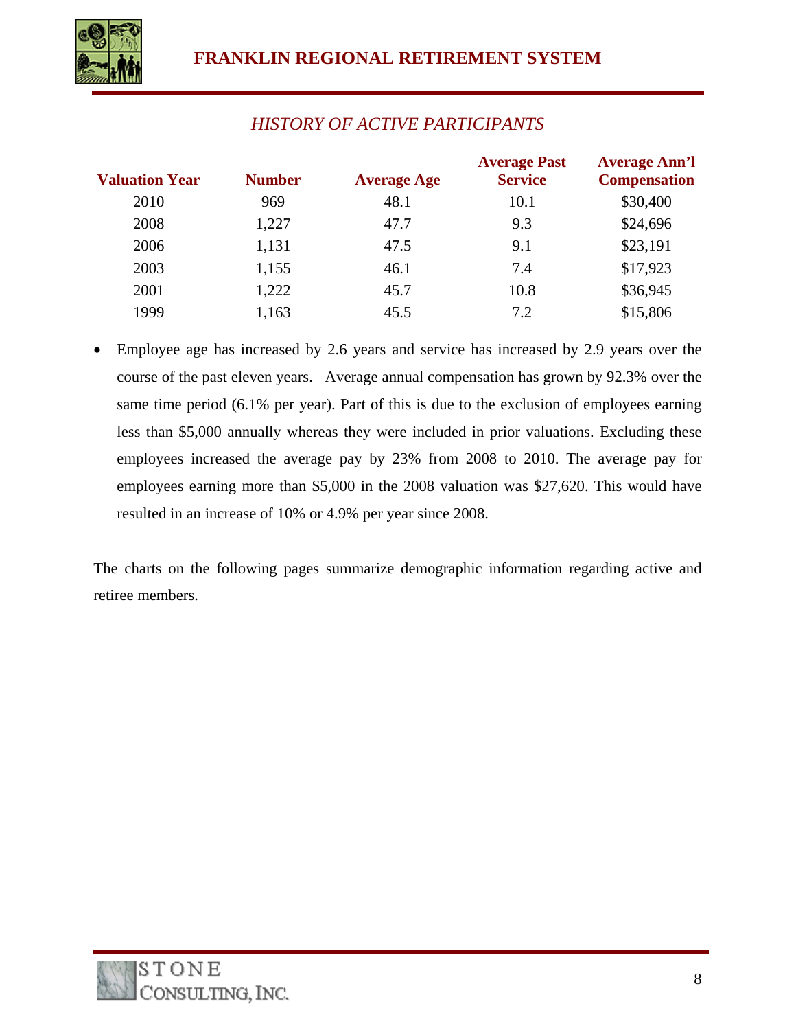## *HISTORY OF ACTIVE PARTICIPANTS*

| Valuation Year | Number | Average Age | Average Past Service | Average Ann'l Compensation |
|---|---|---|---|---|
| 2010 | 969 | 48.1 | 10.1 | $30,400 |
| 2008 | 1,227 | 47.7 | 9.3 | $24,696 |
| 2006 | 1,131 | 47.5 | 9.1 | $23,191 |
| 2003 | 1,155 | 46.1 | 7.4 | $17,923 |
| 2001 | 1,222 | 45.7 | 10.8 | $36,945 |
| 1999 | 1,163 | 45.5 | 7.2 | $15,806 |

- Employee age has increased by 2.6 years and service has increased by 2.9 years over the course of the past eleven years. Average annual compensation has grown by 92.3% over the same time period (6.1% per year). Part of this is due to the exclusion of employees earning less than $5,000 annually whereas they were included in prior valuations. Excluding these employees increased the average pay by 23% from 2008 to 2010. The average pay for employees earning more than $5,000 in the 2008 valuation was $27,620. This would have resulted in an increase of 10% or 4.9% per year since 2008.

The charts on the following pages summarize demographic information regarding active and retiree members.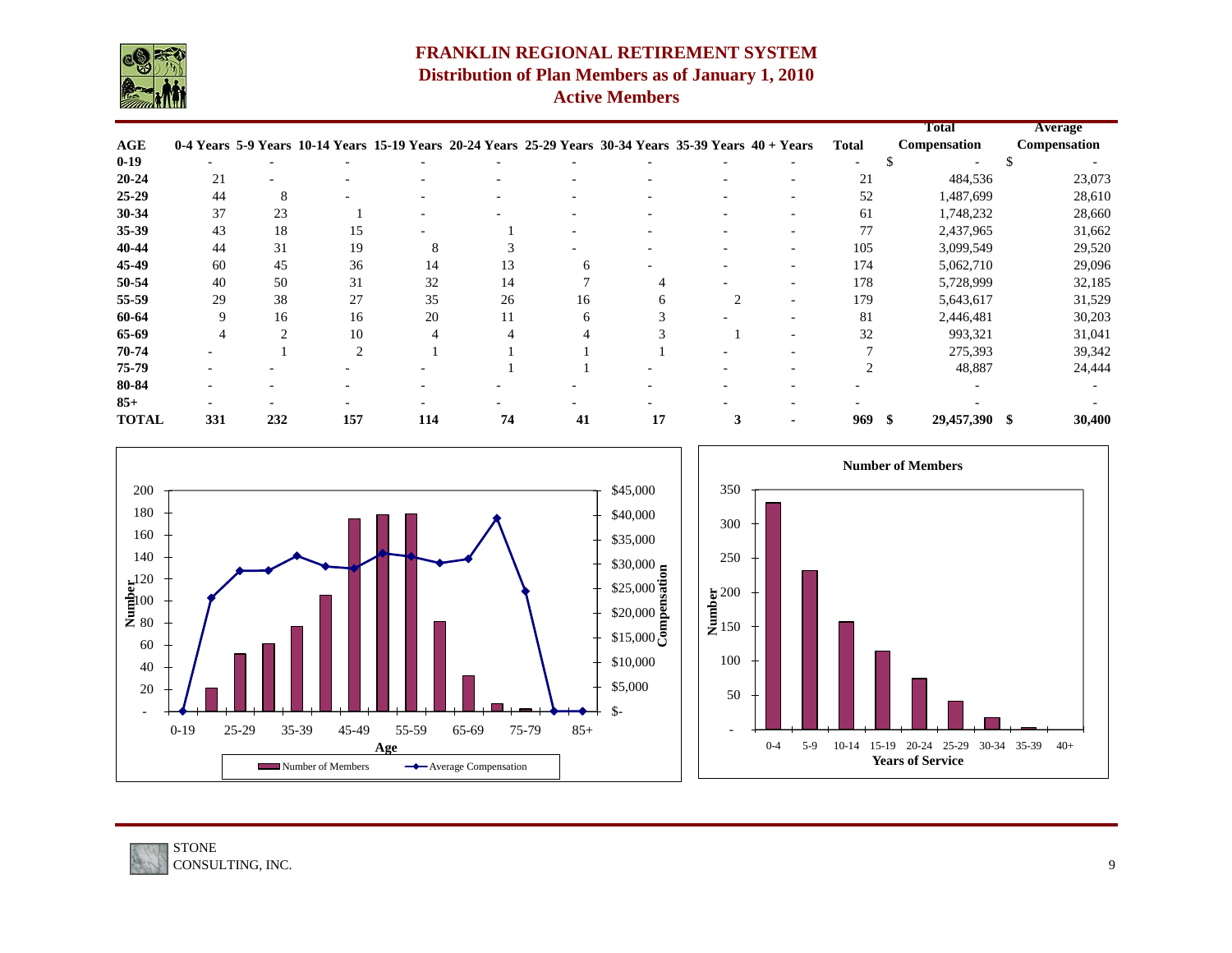# FRANKLIN REGIONAL RETIREMENT SYSTEM
## Distribution of Plan Members as of January 1, 2010
### Active Members

| AGE | 0-4 Years | 5-9 Years | 10-14 Years | 15-19 Years | 20-24 Years | 25-29 Years | 30-34 Years | 35-39 Years | 40 + Years | Total | Total Compensation | Average Compensation |
|---|---|---|---|---|---|---|---|---|---|---|---|---|
| 0-19 | - | - | - | - | - | - | - | - | - | - | $ - | $ - |
| 20-24 | 21 | - | - | - | - | - | - | - | - | 21 | 484,536 | 23,073 |
| 25-29 | 44 | 8 | - | - | - | - | - | - | - | 52 | 1,487,699 | 28,610 |
| 30-34 | 37 | 23 | 1 | - | - | - | - | - | - | 61 | 1,748,232 | 28,660 |
| 35-39 | 43 | 18 | 15 | - | 1 | - | - | - | - | 77 | 2,437,965 | 31,662 |
| 40-44 | 44 | 31 | 19 | 8 | 3 | - | - | - | - | 105 | 3,099,549 | 29,520 |
| 45-49 | 60 | 45 | 36 | 14 | 13 | 6 | - | - | - | 174 | 5,062,710 | 29,096 |
| 50-54 | 40 | 50 | 31 | 32 | 14 | 7 | 4 | - | - | 178 | 5,728,999 | 32,185 |
| 55-59 | 29 | 38 | 27 | 35 | 26 | 16 | 6 | 2 | - | 179 | 5,643,617 | 31,529 |
| 60-64 | 9 | 16 | 16 | 20 | 11 | 6 | 3 | - | - | 81 | 2,446,481 | 30,203 |
| 65-69 | 4 | 2 | 10 | 4 | 4 | 4 | 3 | 1 | - | 32 | 993,321 | 31,041 |
| 70-74 | - | 1 | 2 | 1 | 1 | 1 | 1 | - | - | 7 | 275,393 | 39,342 |
| 75-79 | - | - | - | - | 1 | 1 | - | - | - | 2 | 48,887 | 24,444 |
| 80-84 | - | - | - | - | - | - | - | - | - | - | - | - |
| 85+ | - | - | - | - | - | - | - | - | - | - | - | - |
| **TOTAL** | **331** | **232** | **157** | **114** | **74** | **41** | **17** | **3** | **-** | **969** | **$ 29,457,390** | **$ 30,400** |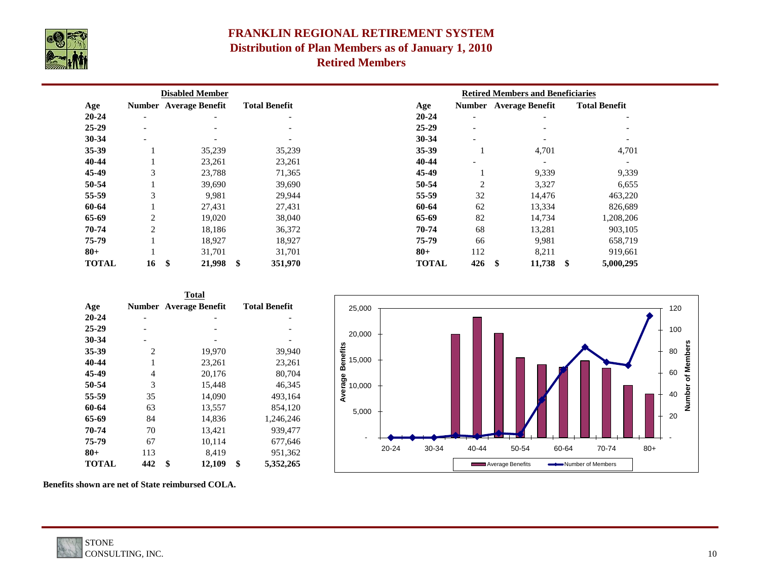# FRANKLIN REGIONAL RETIREMENT SYSTEM
## Distribution of Plan Members as of January 1, 2010
## Retired Members

**Disabled Member**

| Age | Number | Average Benefit | Total Benefit |
|---|---|---|---|
| 20-24 | - | - | - |
| 25-29 | - | - | - |
| 30-34 | - | - | - |
| 35-39 | 1 | 35,239 | 35,239 |
| 40-44 | 1 | 23,261 | 23,261 |
| 45-49 | 3 | 23,788 | 71,365 |
| 50-54 | 1 | 39,690 | 39,690 |
| 55-59 | 3 | 9,981 | 29,944 |
| 60-64 | 1 | 27,431 | 27,431 |
| 65-69 | 2 | 19,020 | 38,040 |
| 70-74 | 2 | 18,186 | 36,372 |
| 75-79 | 1 | 18,927 | 18,927 |
| 80+ | 1 | 31,701 | 31,701 |
| **TOTAL** | **16** | **$ 21,998** | **$ 351,970** |

**Retired Members and Beneficiaries**

| Age | Number | Average Benefit | Total Benefit |
|---|---|---|---|
| 20-24 | - | - | - |
| 25-29 | - | - | - |
| 30-34 | - | - | - |
| 35-39 | 1 | 4,701 | 4,701 |
| 40-44 | - | - | - |
| 45-49 | 1 | 9,339 | 9,339 |
| 50-54 | 2 | 3,327 | 6,655 |
| 55-59 | 32 | 14,476 | 463,220 |
| 60-64 | 62 | 13,334 | 826,689 |
| 65-69 | 82 | 14,734 | 1,208,206 |
| 70-74 | 68 | 13,281 | 903,105 |
| 75-79 | 66 | 9,981 | 658,719 |
| 80+ | 112 | 8,211 | 919,661 |
| **TOTAL** | **426** | **$ 11,738** | **$ 5,000,295** |

**Total**

| Age | Number | Average Benefit | Total Benefit |
|---|---|---|---|
| 20-24 | - | - | - |
| 25-29 | - | - | - |
| 30-34 | - | - | - |
| 35-39 | 2 | 19,970 | 39,940 |
| 40-44 | 1 | 23,261 | 23,261 |
| 45-49 | 4 | 20,176 | 80,704 |
| 50-54 | 3 | 15,448 | 46,345 |
| 55-59 | 35 | 14,090 | 493,164 |
| 60-64 | 63 | 13,557 | 854,120 |
| 65-69 | 84 | 14,836 | 1,246,246 |
| 70-74 | 70 | 13,421 | 939,477 |
| 75-79 | 67 | 10,114 | 677,646 |
| 80+ | 113 | 8,419 | 951,362 |
| **TOTAL** | **442** | **$ 12,109** | **$ 5,352,265** |

**Benefits shown are net of State reimbursed COLA.**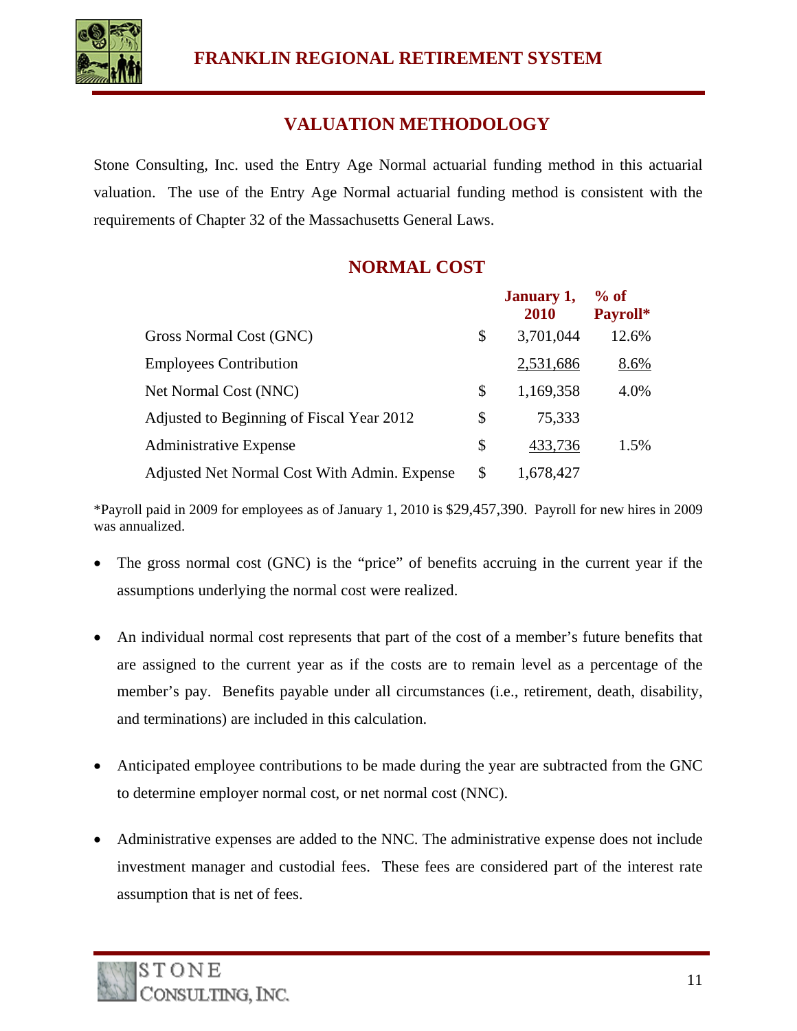## VALUATION METHODOLOGY

Stone Consulting, Inc. used the Entry Age Normal actuarial funding method in this actuarial valuation. The use of the Entry Age Normal actuarial funding method is consistent with the requirements of Chapter 32 of the Massachusetts General Laws.

## NORMAL COST

| | | January 1, 2010 | % of Payroll* |
|---|---|---|---|
| Gross Normal Cost (GNC) | $ | 3,701,044 | 12.6% |
| Employees Contribution | | 2,531,686 | 8.6% |
| Net Normal Cost (NNC) | $ | 1,169,358 | 4.0% |
| Adjusted to Beginning of Fiscal Year 2012 | $ | 75,333 | |
| Administrative Expense | $ | 433,736 | 1.5% |
| Adjusted Net Normal Cost With Admin. Expense | $ | 1,678,427 | |

*Payroll paid in 2009 for employees as of January 1, 2010 is $29,457,390. Payroll for new hires in 2009 was annualized.

- The gross normal cost (GNC) is the "price" of benefits accruing in the current year if the assumptions underlying the normal cost were realized.

- An individual normal cost represents that part of the cost of a member's future benefits that are assigned to the current year as if the costs are to remain level as a percentage of the member's pay. Benefits payable under all circumstances (i.e., retirement, death, disability, and terminations) are included in this calculation.

- Anticipated employee contributions to be made during the year are subtracted from the GNC to determine employer normal cost, or net normal cost (NNC).

- Administrative expenses are added to the NNC. The administrative expense does not include investment manager and custodial fees. These fees are considered part of the interest rate assumption that is net of fees.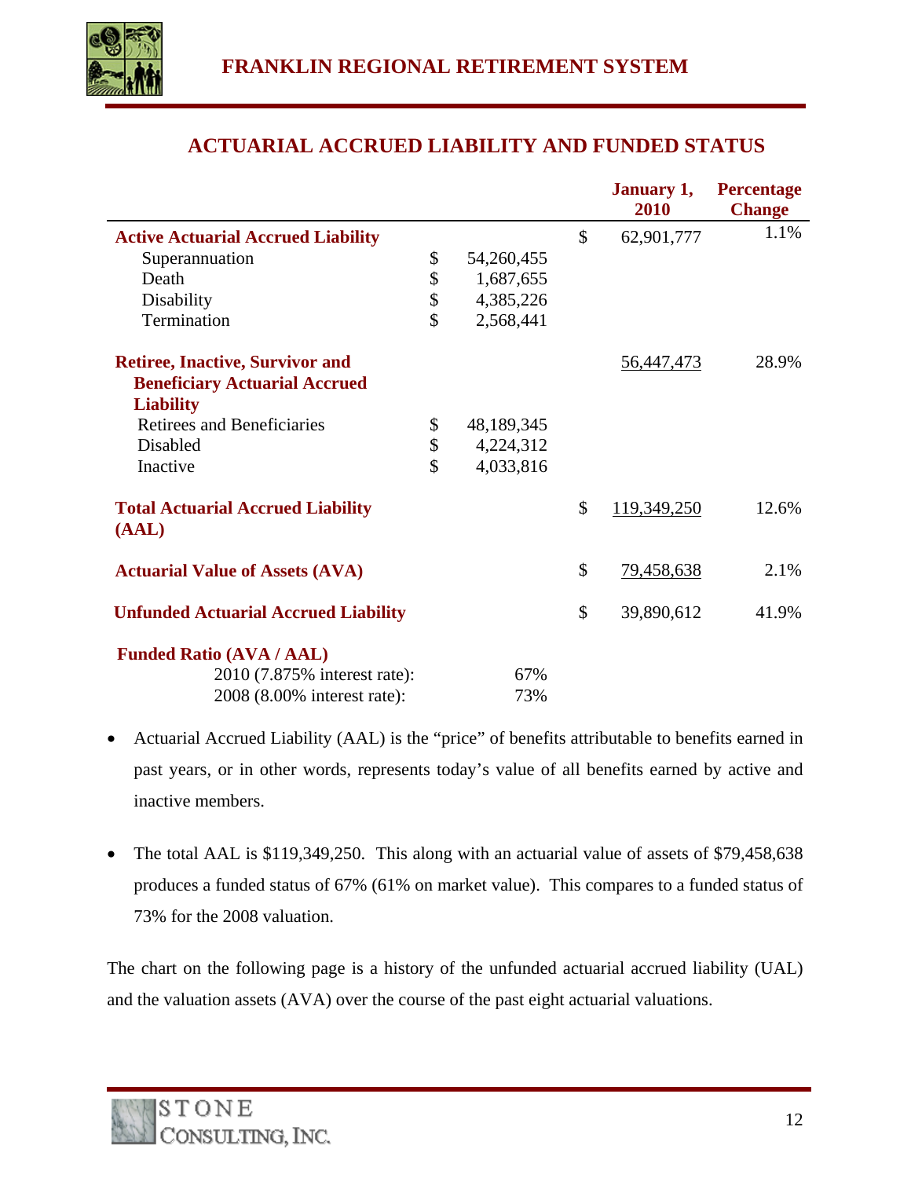## ACTUARIAL ACCRUED LIABILITY AND FUNDED STATUS

| | | | | January 1, 2010 | Percentage Change |
|---|---|---|---|---|---|
| **Active Actuarial Accrued Liability** | | | $ | 62,901,777 | 1.1% |
| Superannuation | $ | 54,260,455 | | | |
| Death | $ | 1,687,655 | | | |
| Disability | $ | 4,385,226 | | | |
| Termination | $ | 2,568,441 | | | |
| **Retiree, Inactive, Survivor and Beneficiary Actuarial Accrued Liability** | | | | 56,447,473 | 28.9% |
| Retirees and Beneficiaries | $ | 48,189,345 | | | |
| Disabled | $ | 4,224,312 | | | |
| Inactive | $ | 4,033,816 | | | |
| **Total Actuarial Accrued Liability (AAL)** | | | $ | 119,349,250 | 12.6% |
| **Actuarial Value of Assets (AVA)** | | | $ | 79,458,638 | 2.1% |
| **Unfunded Actuarial Accrued Liability** | | | $ | 39,890,612 | 41.9% |
| **Funded Ratio (AVA / AAL)** | | | | | |
| 2010 (7.875% interest rate): | | 67% | | | |
| 2008 (8.00% interest rate): | | 73% | | | |

- Actuarial Accrued Liability (AAL) is the "price" of benefits attributable to benefits earned in past years, or in other words, represents today's value of all benefits earned by active and inactive members.

- The total AAL is $119,349,250. This along with an actuarial value of assets of $79,458,638 produces a funded status of 67% (61% on market value). This compares to a funded status of 73% for the 2008 valuation.

The chart on the following page is a history of the unfunded actuarial accrued liability (UAL) and the valuation assets (AVA) over the course of the past eight actuarial valuations.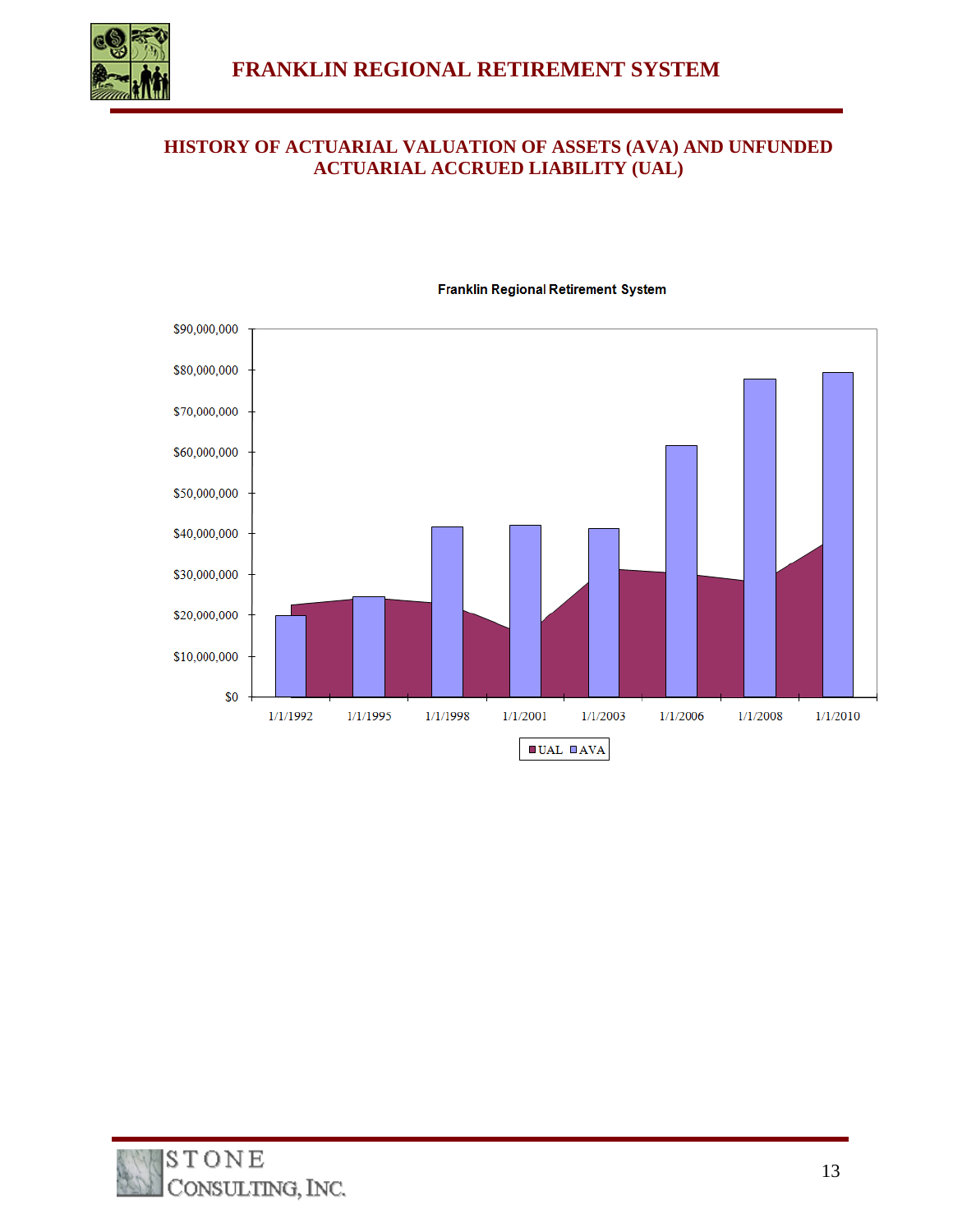## HISTORY OF ACTUARIAL VALUATION OF ASSETS (AVA) AND UNFUNDED ACTUARIAL ACCRUED LIABILITY (UAL)

**Franklin Regional Retirement System**

$90,000,000
$80,000,000
$70,000,000
$60,000,000
$50,000,000
$40,000,000
$30,000,000
$20,000,000
$10,000,000
$0

1/1/1992 1/1/1995 1/1/1998 1/1/2001 1/1/2003 1/1/2006 1/1/2008 1/1/2010

UAL AVA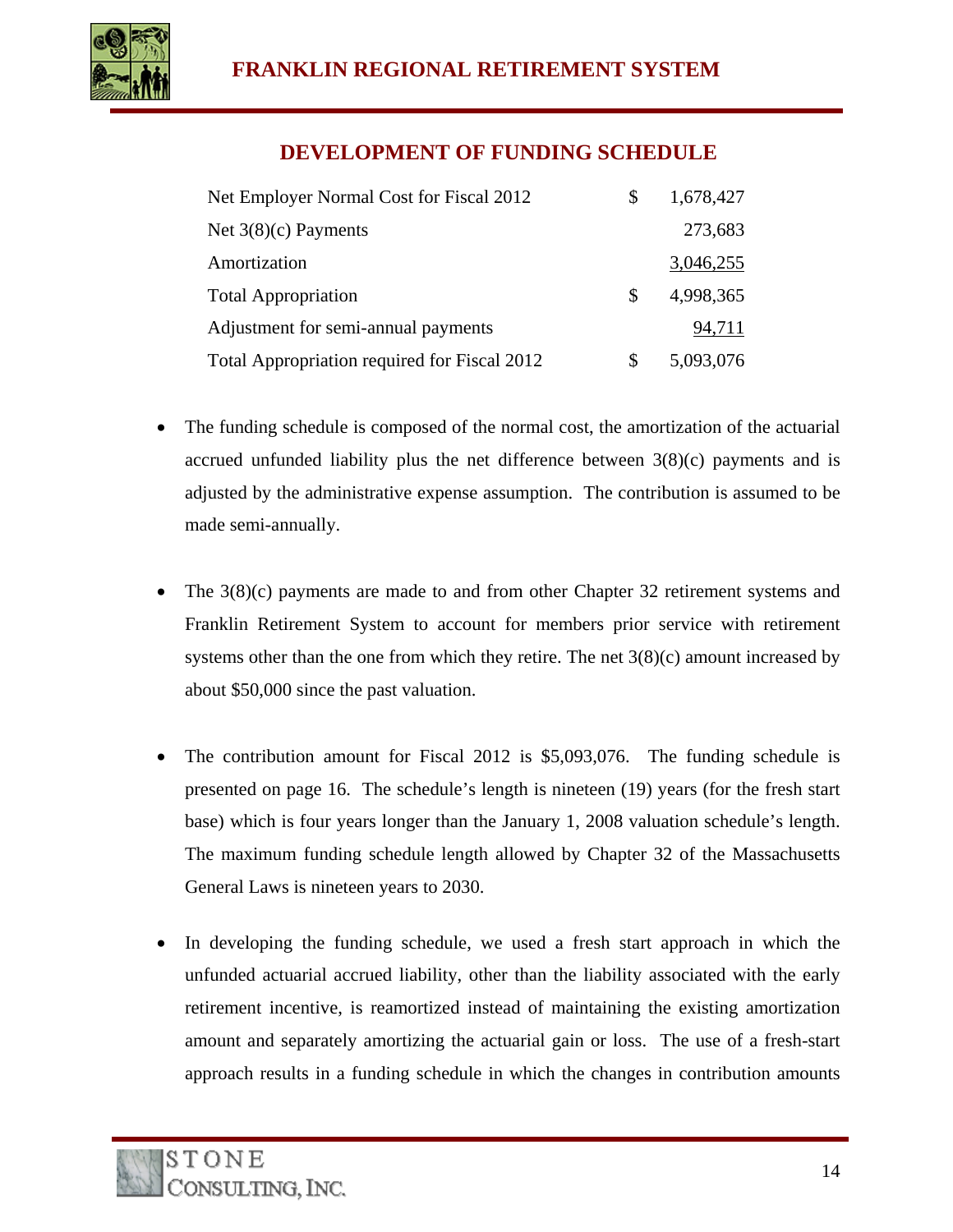## DEVELOPMENT OF FUNDING SCHEDULE

| | | |
|---|---|---|
| Net Employer Normal Cost for Fiscal 2012 | $ | 1,678,427 |
| Net 3(8)(c) Payments | | 273,683 |
| Amortization | | 3,046,255 |
| Total Appropriation | $ | 4,998,365 |
| Adjustment for semi-annual payments | | 94,711 |
| Total Appropriation required for Fiscal 2012 | $ | 5,093,076 |

- The funding schedule is composed of the normal cost, the amortization of the actuarial accrued unfunded liability plus the net difference between 3(8)(c) payments and is adjusted by the administrative expense assumption. The contribution is assumed to be made semi-annually.

- The 3(8)(c) payments are made to and from other Chapter 32 retirement systems and Franklin Retirement System to account for members prior service with retirement systems other than the one from which they retire. The net 3(8)(c) amount increased by about $50,000 since the past valuation.

- The contribution amount for Fiscal 2012 is $5,093,076. The funding schedule is presented on page 16. The schedule's length is nineteen (19) years (for the fresh start base) which is four years longer than the January 1, 2008 valuation schedule's length. The maximum funding schedule length allowed by Chapter 32 of the Massachusetts General Laws is nineteen years to 2030.

- In developing the funding schedule, we used a fresh start approach in which the unfunded actuarial accrued liability, other than the liability associated with the early retirement incentive, is reamortized instead of maintaining the existing amortization amount and separately amortizing the actuarial gain or loss. The use of a fresh-start approach results in a funding schedule in which the changes in contribution amounts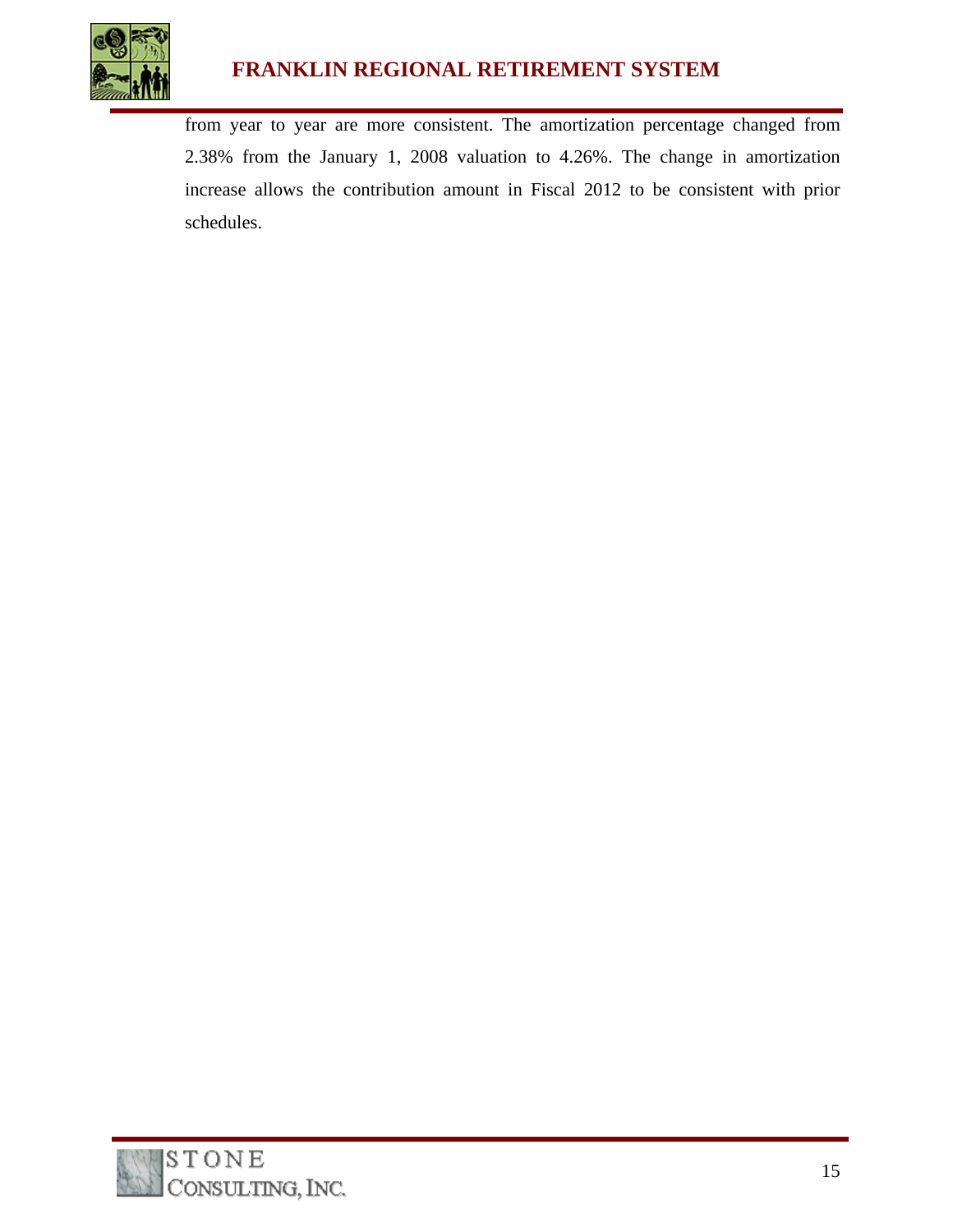from year to year are more consistent. The amortization percentage changed from 2.38% from the January 1, 2008 valuation to 4.26%. The change in amortization increase allows the contribution amount in Fiscal 2012 to be consistent with prior schedules.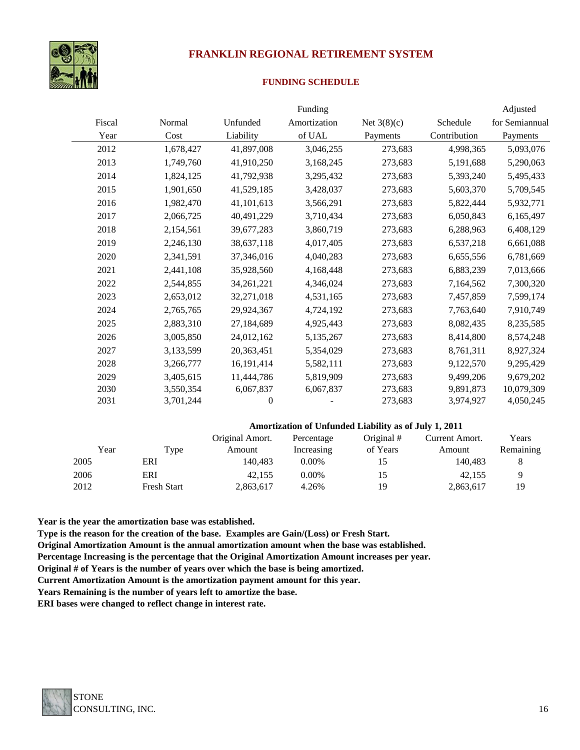## FRANKLIN REGIONAL RETIREMENT SYSTEM

### FUNDING SCHEDULE

| Fiscal Year | Normal Cost | Unfunded Liability | Funding Amortization of UAL | Net 3(8)(c) Payments | Schedule Contribution | Adjusted for Semiannual Payments |
|---|---|---|---|---|---|---|
| 2012 | 1,678,427 | 41,897,008 | 3,046,255 | 273,683 | 4,998,365 | 5,093,076 |
| 2013 | 1,749,760 | 41,910,250 | 3,168,245 | 273,683 | 5,191,688 | 5,290,063 |
| 2014 | 1,824,125 | 41,792,938 | 3,295,432 | 273,683 | 5,393,240 | 5,495,433 |
| 2015 | 1,901,650 | 41,529,185 | 3,428,037 | 273,683 | 5,603,370 | 5,709,545 |
| 2016 | 1,982,470 | 41,101,613 | 3,566,291 | 273,683 | 5,822,444 | 5,932,771 |
| 2017 | 2,066,725 | 40,491,229 | 3,710,434 | 273,683 | 6,050,843 | 6,165,497 |
| 2018 | 2,154,561 | 39,677,283 | 3,860,719 | 273,683 | 6,288,963 | 6,408,129 |
| 2019 | 2,246,130 | 38,637,118 | 4,017,405 | 273,683 | 6,537,218 | 6,661,088 |
| 2020 | 2,341,591 | 37,346,016 | 4,040,283 | 273,683 | 6,655,556 | 6,781,669 |
| 2021 | 2,441,108 | 35,928,560 | 4,168,448 | 273,683 | 6,883,239 | 7,013,666 |
| 2022 | 2,544,855 | 34,261,221 | 4,346,024 | 273,683 | 7,164,562 | 7,300,320 |
| 2023 | 2,653,012 | 32,271,018 | 4,531,165 | 273,683 | 7,457,859 | 7,599,174 |
| 2024 | 2,765,765 | 29,924,367 | 4,724,192 | 273,683 | 7,763,640 | 7,910,749 |
| 2025 | 2,883,310 | 27,184,689 | 4,925,443 | 273,683 | 8,082,435 | 8,235,585 |
| 2026 | 3,005,850 | 24,012,162 | 5,135,267 | 273,683 | 8,414,800 | 8,574,248 |
| 2027 | 3,133,599 | 20,363,451 | 5,354,029 | 273,683 | 8,761,311 | 8,927,324 |
| 2028 | 3,266,777 | 16,191,414 | 5,582,111 | 273,683 | 9,122,570 | 9,295,429 |
| 2029 | 3,405,615 | 11,444,786 | 5,819,909 | 273,683 | 9,499,206 | 9,679,202 |
| 2030 | 3,550,354 | 6,067,837 | 6,067,837 | 273,683 | 9,891,873 | 10,079,309 |
| 2031 | 3,701,244 | 0 | - | 273,683 | 3,974,927 | 4,050,245 |

**Amortization of Unfunded Liability as of July 1, 2011**

| Year | Type | Original Amort. Amount | Percentage Increasing | Original # of Years | Current Amort. Amount | Years Remaining |
|---|---|---|---|---|---|---|
| 2005 | ERI | 140,483 | 0.00% | 15 | 140,483 | 8 |
| 2006 | ERI | 42,155 | 0.00% | 15 | 42,155 | 9 |
| 2012 | Fresh Start | 2,863,617 | 4.26% | 19 | 2,863,617 | 19 |

**Year is the year the amortization base was established.**
**Type is the reason for the creation of the base. Examples are Gain/(Loss) or Fresh Start.**
**Original Amortization Amount is the annual amortization amount when the base was established.**
**Percentage Increasing is the percentage that the Original Amortization Amount increases per year.**
**Original # of Years is the number of years over which the base is being amortized.**
**Current Amortization Amount is the amortization payment amount for this year.**
**Years Remaining is the number of years left to amortize the base.**
**ERI bases were changed to reflect change in interest rate.**

STONE CONSULTING, INC.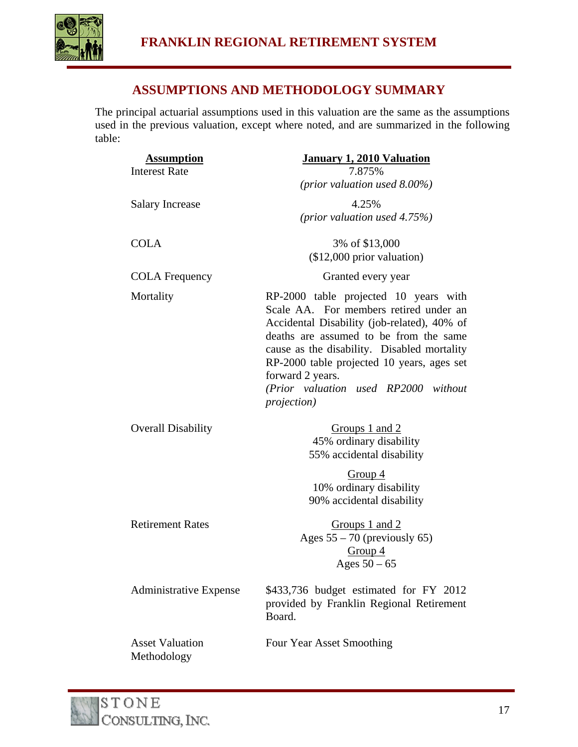## ASSUMPTIONS AND METHODOLOGY SUMMARY

The principal actuarial assumptions used in this valuation are the same as the assumptions used in the previous valuation, except where noted, and are summarized in the following table:

| Assumption | January 1, 2010 Valuation |
|---|---|
| Interest Rate | 7.875%<br>*(prior valuation used 8.00%)* |
| Salary Increase | 4.25%<br>*(prior valuation used 4.75%)* |
| COLA | 3% of $13,000<br>($12,000 prior valuation) |
| COLA Frequency | Granted every year |
| Mortality | RP-2000 table projected 10 years with Scale AA. For members retired under an Accidental Disability (job-related), 40% of deaths are assumed to be from the same cause as the disability. Disabled mortality RP-2000 table projected 10 years, ages set forward 2 years.<br>*(Prior valuation used RP2000 without projection)* |
| Overall Disability | Groups 1 and 2<br>45% ordinary disability<br>55% accidental disability<br><br>Group 4<br>10% ordinary disability<br>90% accidental disability |
| Retirement Rates | Groups 1 and 2<br>Ages 55 – 70 (previously 65)<br>Group 4<br>Ages 50 – 65 |
| Administrative Expense | $433,736 budget estimated for FY 2012 provided by Franklin Regional Retirement Board. |
| Asset Valuation Methodology | Four Year Asset Smoothing |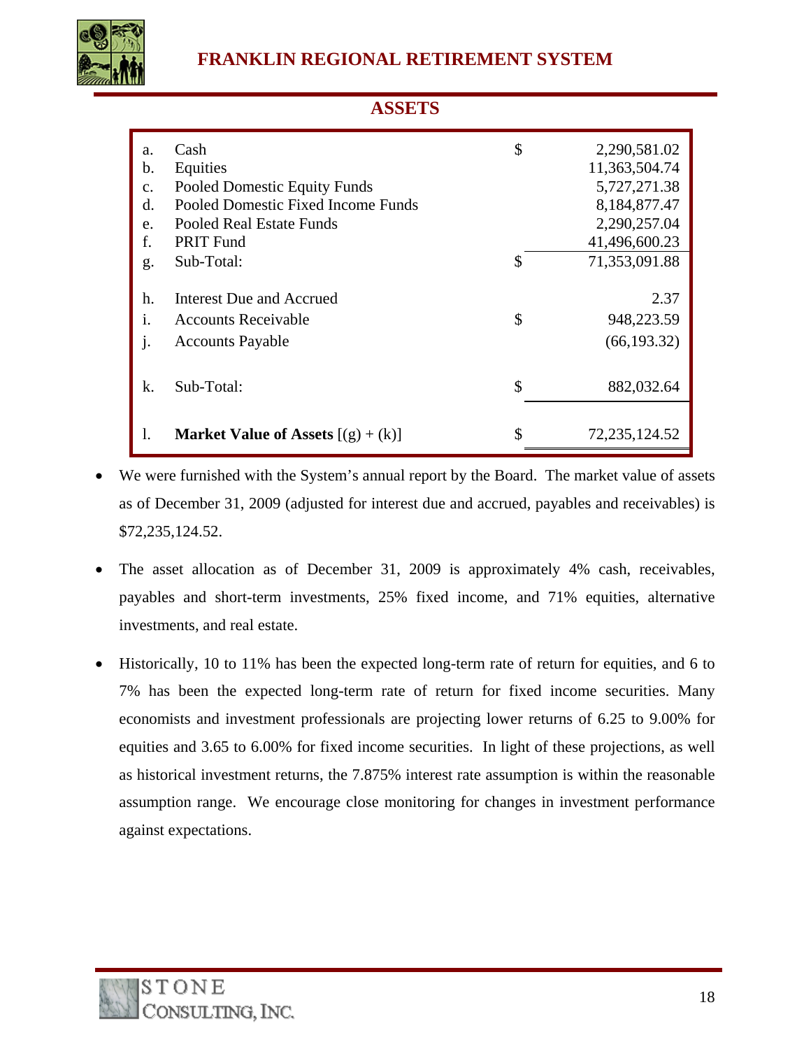## ASSETS

| | | | |
|---|---|---|---|
| a. | Cash | $ | 2,290,581.02 |
| b. | Equities | | 11,363,504.74 |
| c. | Pooled Domestic Equity Funds | | 5,727,271.38 |
| d. | Pooled Domestic Fixed Income Funds | | 8,184,877.47 |
| e. | Pooled Real Estate Funds | | 2,290,257.04 |
| f. | PRIT Fund | | 41,496,600.23 |
| g. | Sub-Total: | $ | 71,353,091.88 |
| h. | Interest Due and Accrued | | 2.37 |
| i. | Accounts Receivable | $ | 948,223.59 |
| j. | Accounts Payable | | (66,193.32) |
| k. | Sub-Total: | $ | 882,032.64 |
| l. | **Market Value of Assets** [(g) + (k)] | $ | 72,235,124.52 |

- We were furnished with the System's annual report by the Board. The market value of assets as of December 31, 2009 (adjusted for interest due and accrued, payables and receivables) is $72,235,124.52.

- The asset allocation as of December 31, 2009 is approximately 4% cash, receivables, payables and short-term investments, 25% fixed income, and 71% equities, alternative investments, and real estate.

- Historically, 10 to 11% has been the expected long-term rate of return for equities, and 6 to 7% has been the expected long-term rate of return for fixed income securities. Many economists and investment professionals are projecting lower returns of 6.25 to 9.00% for equities and 3.65 to 6.00% for fixed income securities. In light of these projections, as well as historical investment returns, the 7.875% interest rate assumption is within the reasonable assumption range. We encourage close monitoring for changes in investment performance against expectations.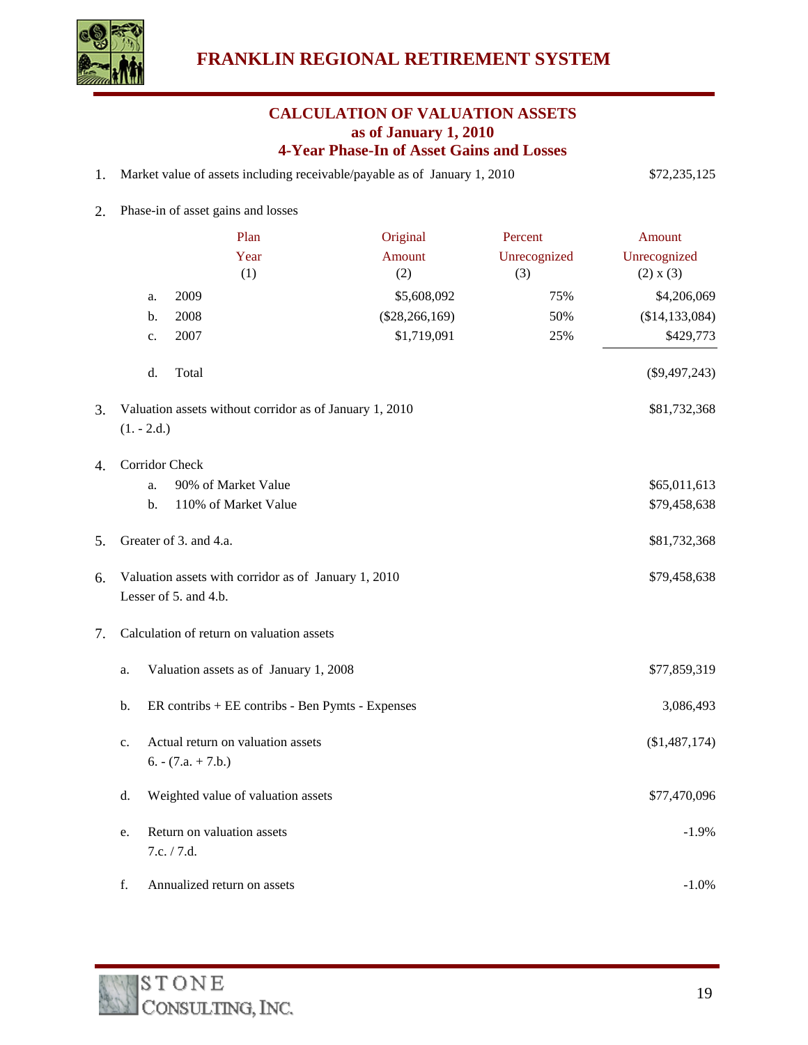## CALCULATION OF VALUATION ASSETS
### as of January 1, 2010
### 4-Year Phase-In of Asset Gains and Losses

| | | | | | |
|---|---|---|---|---|---|
| 1. | Market value of assets including receivable/payable as of January 1, 2010 | | | | $72,235,125 |
| 2. | Phase-in of asset gains and losses | | | | |
| | | Plan Year (1) | Original Amount (2) | Percent Unrecognized (3) | Amount Unrecognized (2) x (3) |
| | a. | 2009 | $5,608,092 | 75% | $4,206,069 |
| | b. | 2008 | ($28,266,169) | 50% | ($14,133,084) |
| | c. | 2007 | $1,719,091 | 25% | $429,773 |
| | d. | Total | | | ($9,497,243) |
| 3. | Valuation assets without corridor as of January 1, 2010 (1. - 2.d.) | | | | $81,732,368 |
| 4. | Corridor Check | | | | |
| | a. | 90% of Market Value | | | $65,011,613 |
| | b. | 110% of Market Value | | | $79,458,638 |
| 5. | Greater of 3. and 4.a. | | | | $81,732,368 |
| 6. | Valuation assets with corridor as of January 1, 2010 Lesser of 5. and 4.b. | | | | $79,458,638 |
| 7. | Calculation of return on valuation assets | | | | |
| | a. | Valuation assets as of January 1, 2008 | | | $77,859,319 |
| | b. | ER contribs + EE contribs - Ben Pymts - Expenses | | | 3,086,493 |
| | c. | Actual return on valuation assets 6. - (7.a. + 7.b.) | | | ($1,487,174) |
| | d. | Weighted value of valuation assets | | | $77,470,096 |
| | e. | Return on valuation assets 7.c. / 7.d. | | | -1.9% |
| | f. | Annualized return on assets | | | -1.0% |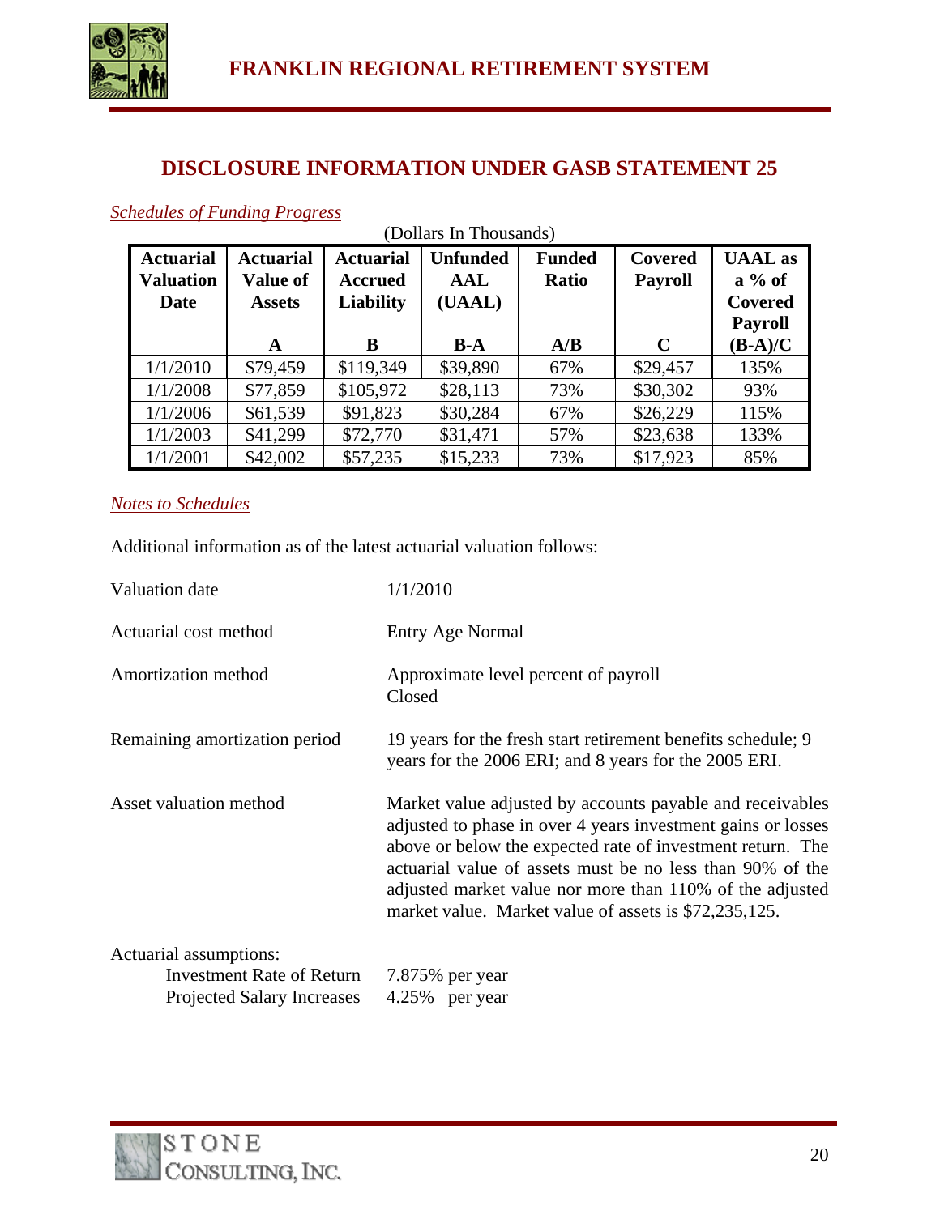## DISCLOSURE INFORMATION UNDER GASB STATEMENT 25

*Schedules of Funding Progress*

(Dollars In Thousands)

| Actuarial Valuation Date | Actuarial Value of Assets A | Actuarial Accrued Liability B | Unfunded AAL (UAAL) B-A | Funded Ratio A/B | Covered Payroll C | UAAL as a % of Covered Payroll (B-A)/C |
|---|---|---|---|---|---|---|
| 1/1/2010 | $79,459 | $119,349 | $39,890 | 67% | $29,457 | 135% |
| 1/1/2008 | $77,859 | $105,972 | $28,113 | 73% | $30,302 | 93% |
| 1/1/2006 | $61,539 | $91,823 | $30,284 | 67% | $26,229 | 115% |
| 1/1/2003 | $41,299 | $72,770 | $31,471 | 57% | $23,638 | 133% |
| 1/1/2001 | $42,002 | $57,235 | $15,233 | 73% | $17,923 | 85% |

*Notes to Schedules*

Additional information as of the latest actuarial valuation follows:

| | |
|---|---|
| Valuation date | 1/1/2010 |
| Actuarial cost method | Entry Age Normal |
| Amortization method | Approximate level percent of payroll<br>Closed |
| Remaining amortization period | 19 years for the fresh start retirement benefits schedule; 9 years for the 2006 ERI; and 8 years for the 2005 ERI. |
| Asset valuation method | Market value adjusted by accounts payable and receivables adjusted to phase in over 4 years investment gains or losses above or below the expected rate of investment return. The actuarial value of assets must be no less than 90% of the adjusted market value nor more than 110% of the adjusted market value. Market value of assets is $72,235,125. |

Actuarial assumptions:

| | |
|---|---|
| Investment Rate of Return | 7.875% per year |
| Projected Salary Increases | 4.25% per year |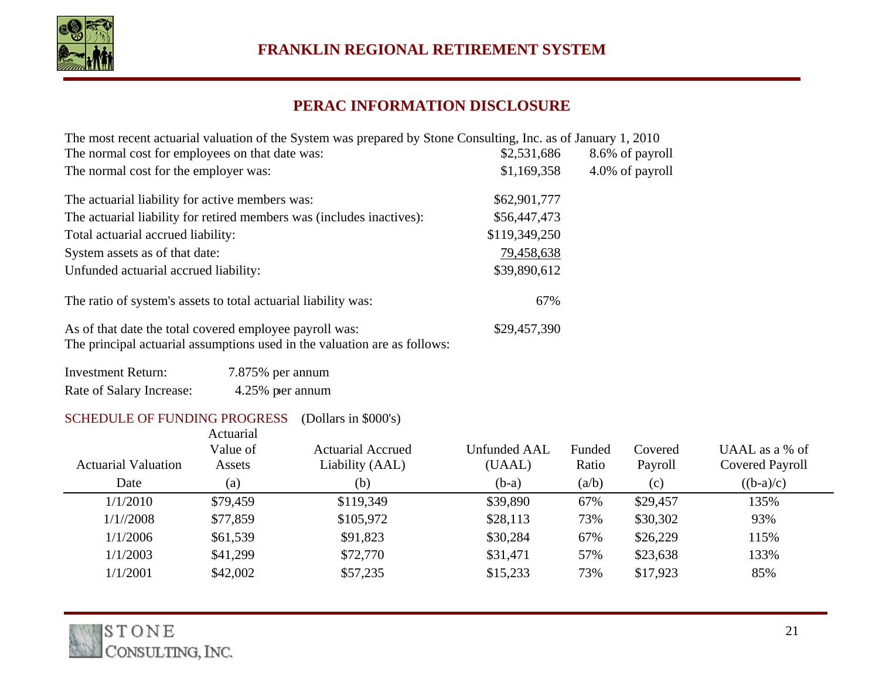# FRANKLIN REGIONAL RETIREMENT SYSTEM

## PERAC INFORMATION DISCLOSURE

The most recent actuarial valuation of the System was prepared by Stone Consulting, Inc. as of January 1, 2010

| | | |
|---|---|---|
| The normal cost for employees on that date was: | $2,531,686 | 8.6% of payroll |
| The normal cost for the employer was: | $1,169,358 | 4.0% of payroll |
| The actuarial liability for active members was: | $62,901,777 | |
| The actuarial liability for retired members was (includes inactives): | $56,447,473 | |
| Total actuarial accrued liability: | $119,349,250 | |
| System assets as of that date: | 79,458,638 | |
| Unfunded actuarial accrued liability: | $39,890,612 | |
| The ratio of system's assets to total actuarial liability was: | 67% | |
| As of that date the total covered employee payroll was: | $29,457,390 | |

The principal actuarial assumptions used in the valuation are as follows:

| | |
|---|---|
| Investment Return: | 7.875% per annum |
| Rate of Salary Increase: | 4.25% per annum |

SCHEDULE OF FUNDING PROGRESS (Dollars in $000's)

| Actuarial Valuation Date | Actuarial Value of Assets (a) | Actuarial Accrued Liability (AAL) (b) | Unfunded AAL (UAAL) (b-a) | Funded Ratio (a/b) | Covered Payroll (c) | UAAL as a % of Covered Payroll ((b-a)/c) |
|---|---|---|---|---|---|---|
| 1/1/2010 | $79,459 | $119,349 | $39,890 | 67% | $29,457 | 135% |
| 1/1//2008 | $77,859 | $105,972 | $28,113 | 73% | $30,302 | 93% |
| 1/1/2006 | $61,539 | $91,823 | $30,284 | 67% | $26,229 | 115% |
| 1/1/2003 | $41,299 | $72,770 | $31,471 | 57% | $23,638 | 133% |
| 1/1/2001 | $42,002 | $57,235 | $15,233 | 73% | $17,923 | 85% |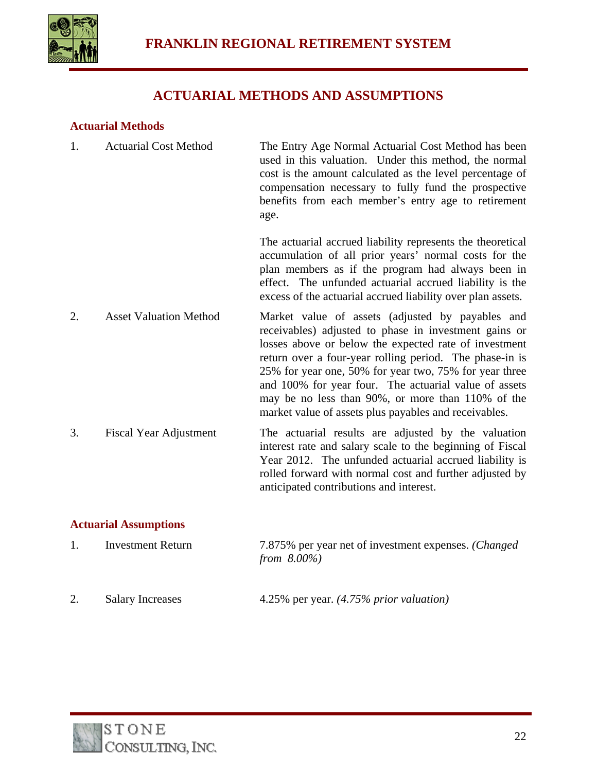## ACTUARIAL METHODS AND ASSUMPTIONS

### Actuarial Methods

1. Actuarial Cost Method

   The Entry Age Normal Actuarial Cost Method has been used in this valuation. Under this method, the normal cost is the amount calculated as the level percentage of compensation necessary to fully fund the prospective benefits from each member's entry age to retirement age.

   The actuarial accrued liability represents the theoretical accumulation of all prior years' normal costs for the plan members as if the program had always been in effect. The unfunded actuarial accrued liability is the excess of the actuarial accrued liability over plan assets.

2. Asset Valuation Method

   Market value of assets (adjusted by payables and receivables) adjusted to phase in investment gains or losses above or below the expected rate of investment return over a four-year rolling period. The phase-in is 25% for year one, 50% for year two, 75% for year three and 100% for year four. The actuarial value of assets may be no less than 90%, or more than 110% of the market value of assets plus payables and receivables.

3. Fiscal Year Adjustment

   The actuarial results are adjusted by the valuation interest rate and salary scale to the beginning of Fiscal Year 2012. The unfunded actuarial accrued liability is rolled forward with normal cost and further adjusted by anticipated contributions and interest.

### Actuarial Assumptions

1. Investment Return

   7.875% per year net of investment expenses. *(Changed from 8.00%)*

2. Salary Increases

   4.25% per year. *(4.75% prior valuation)*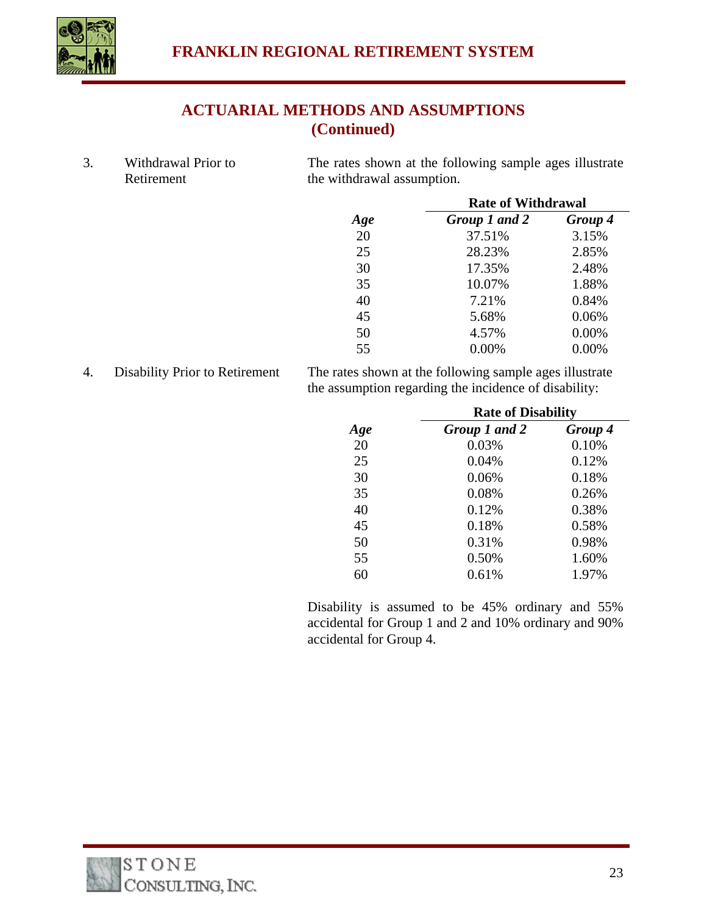## ACTUARIAL METHODS AND ASSUMPTIONS (Continued)

3. Withdrawal Prior to Retirement

The rates shown at the following sample ages illustrate the withdrawal assumption.

| | Rate of Withdrawal | |
|---|---|---|
| ***Age*** | ***Group 1 and 2*** | ***Group 4*** |
| 20 | 37.51% | 3.15% |
| 25 | 28.23% | 2.85% |
| 30 | 17.35% | 2.48% |
| 35 | 10.07% | 1.88% |
| 40 | 7.21% | 0.84% |
| 45 | 5.68% | 0.06% |
| 50 | 4.57% | 0.00% |
| 55 | 0.00% | 0.00% |

4. Disability Prior to Retirement

The rates shown at the following sample ages illustrate the assumption regarding the incidence of disability:

| | Rate of Disability | |
|---|---|---|
| ***Age*** | ***Group 1 and 2*** | ***Group 4*** |
| 20 | 0.03% | 0.10% |
| 25 | 0.04% | 0.12% |
| 30 | 0.06% | 0.18% |
| 35 | 0.08% | 0.26% |
| 40 | 0.12% | 0.38% |
| 45 | 0.18% | 0.58% |
| 50 | 0.31% | 0.98% |
| 55 | 0.50% | 1.60% |
| 60 | 0.61% | 1.97% |

Disability is assumed to be 45% ordinary and 55% accidental for Group 1 and 2 and 10% ordinary and 90% accidental for Group 4.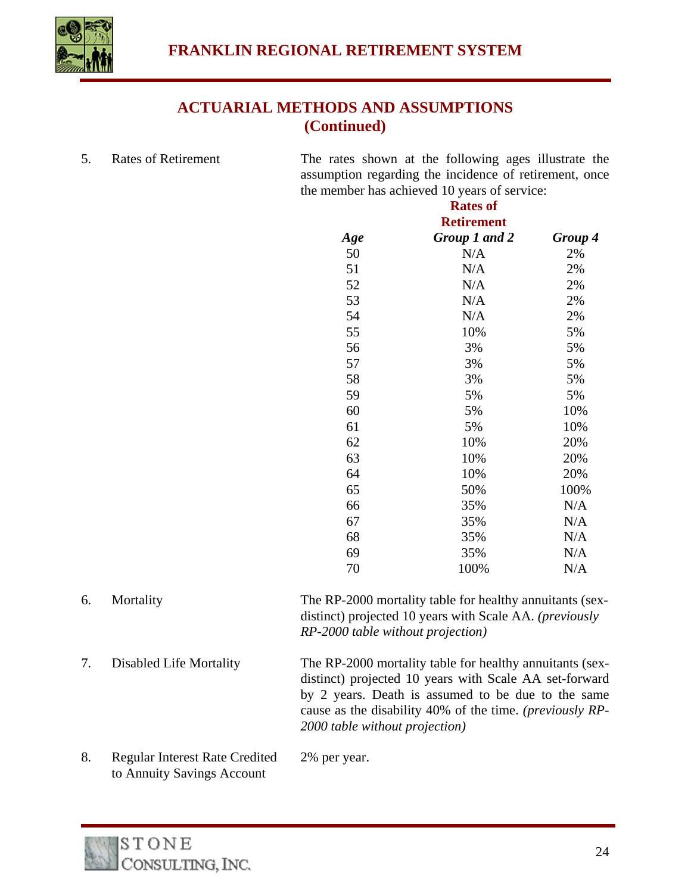## ACTUARIAL METHODS AND ASSUMPTIONS (Continued)

5. Rates of Retirement

The rates shown at the following ages illustrate the assumption regarding the incidence of retirement, once the member has achieved 10 years of service:

| | **Rates of Retirement** | |
|---|---|---|
| ***Age*** | ***Group 1 and 2*** | ***Group 4*** |
| 50 | N/A | 2% |
| 51 | N/A | 2% |
| 52 | N/A | 2% |
| 53 | N/A | 2% |
| 54 | N/A | 2% |
| 55 | 10% | 5% |
| 56 | 3% | 5% |
| 57 | 3% | 5% |
| 58 | 3% | 5% |
| 59 | 5% | 5% |
| 60 | 5% | 10% |
| 61 | 5% | 10% |
| 62 | 10% | 20% |
| 63 | 10% | 20% |
| 64 | 10% | 20% |
| 65 | 50% | 100% |
| 66 | 35% | N/A |
| 67 | 35% | N/A |
| 68 | 35% | N/A |
| 69 | 35% | N/A |
| 70 | 100% | N/A |

6. Mortality

The RP-2000 mortality table for healthy annuitants (sex-distinct) projected 10 years with Scale AA. *(previously RP-2000 table without projection)*

7. Disabled Life Mortality

The RP-2000 mortality table for healthy annuitants (sex-distinct) projected 10 years with Scale AA set-forward by 2 years. Death is assumed to be due to the same cause as the disability 40% of the time. *(previously RP-2000 table without projection)*

8. Regular Interest Rate Credited to Annuity Savings Account

2% per year.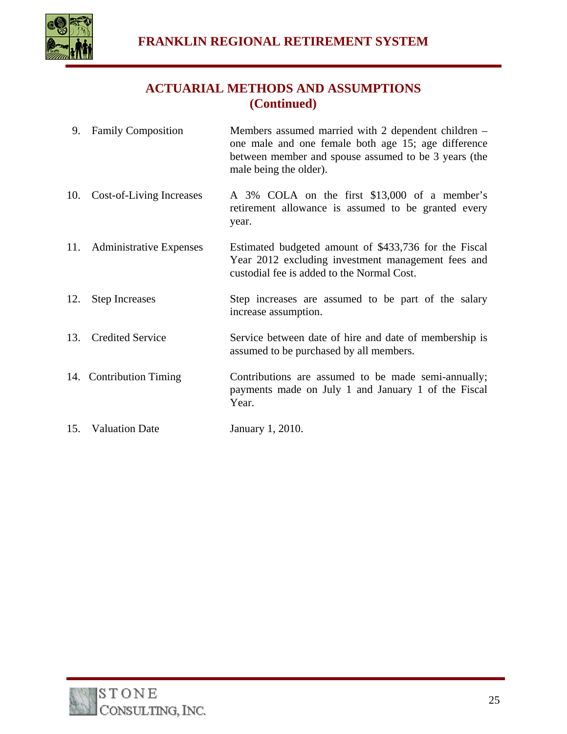## ACTUARIAL METHODS AND ASSUMPTIONS (Continued)

| | | |
|---|---|---|
| 9. | Family Composition | Members assumed married with 2 dependent children – one male and one female both age 15; age difference between member and spouse assumed to be 3 years (the male being the older). |
| 10. | Cost-of-Living Increases | A 3% COLA on the first $13,000 of a member's retirement allowance is assumed to be granted every year. |
| 11. | Administrative Expenses | Estimated budgeted amount of $433,736 for the Fiscal Year 2012 excluding investment management fees and custodial fee is added to the Normal Cost. |
| 12. | Step Increases | Step increases are assumed to be part of the salary increase assumption. |
| 13. | Credited Service | Service between date of hire and date of membership is assumed to be purchased by all members. |
| 14. | Contribution Timing | Contributions are assumed to be made semi-annually; payments made on July 1 and January 1 of the Fiscal Year. |
| 15. | Valuation Date | January 1, 2010. |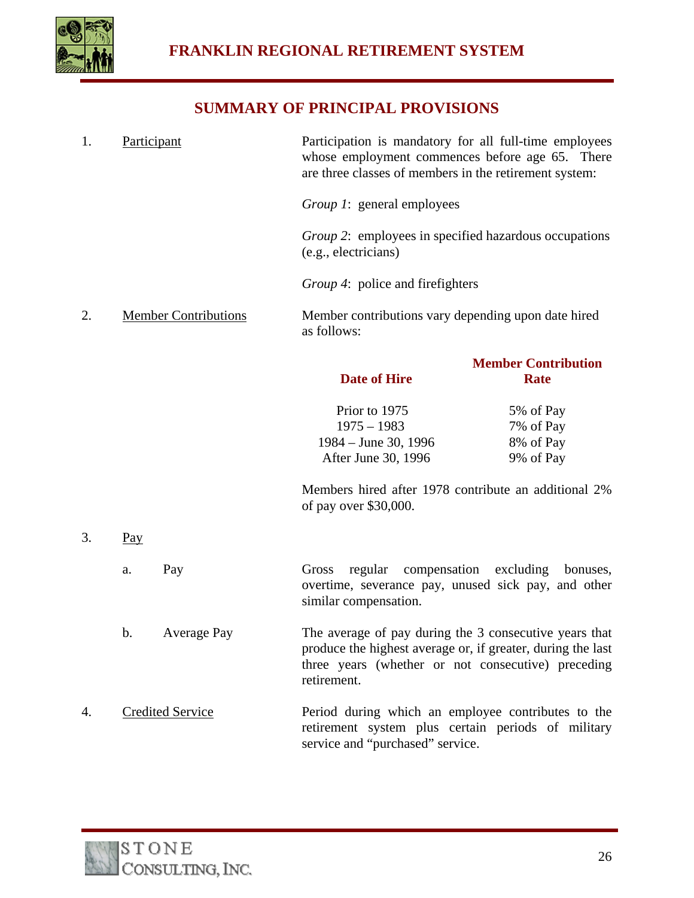# SUMMARY OF PRINCIPAL PROVISIONS

1. <u>Participant</u>

   Participation is mandatory for all full-time employees whose employment commences before age 65. There are three classes of members in the retirement system:

   *Group 1*: general employees

   *Group 2*: employees in specified hazardous occupations (e.g., electricians)

   *Group 4*: police and firefighters

2. <u>Member Contributions</u>

   Member contributions vary depending upon date hired as follows:

   | Date of Hire | Member Contribution Rate |
   |---|---|
   | Prior to 1975 | 5% of Pay |
   | 1975 – 1983 | 7% of Pay |
   | 1984 – June 30, 1996 | 8% of Pay |
   | After June 30, 1996 | 9% of Pay |

   Members hired after 1978 contribute an additional 2% of pay over $30,000.

3. <u>Pay</u>

   a. Pay

      Gross regular compensation excluding bonuses, overtime, severance pay, unused sick pay, and other similar compensation.

   b. Average Pay

      The average of pay during the 3 consecutive years that produce the highest average or, if greater, during the last three years (whether or not consecutive) preceding retirement.

4. <u>Credited Service</u>

   Period during which an employee contributes to the retirement system plus certain periods of military service and "purchased" service.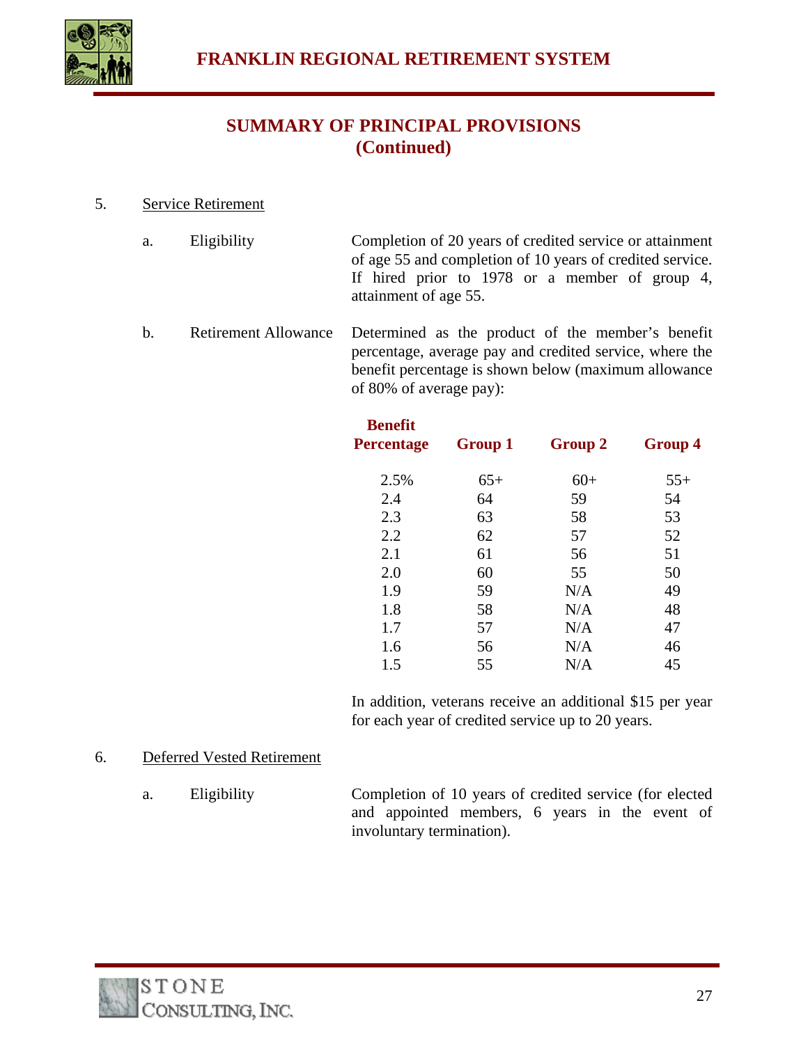## SUMMARY OF PRINCIPAL PROVISIONS (Continued)

5. Service Retirement

   a. Eligibility

   Completion of 20 years of credited service or attainment of age 55 and completion of 10 years of credited service. If hired prior to 1978 or a member of group 4, attainment of age 55.

   b. Retirement Allowance

   Determined as the product of the member's benefit percentage, average pay and credited service, where the benefit percentage is shown below (maximum allowance of 80% of average pay):

| Benefit Percentage | Group 1 | Group 2 | Group 4 |
|---|---|---|---|
| 2.5% | 65+ | 60+ | 55+ |
| 2.4 | 64 | 59 | 54 |
| 2.3 | 63 | 58 | 53 |
| 2.2 | 62 | 57 | 52 |
| 2.1 | 61 | 56 | 51 |
| 2.0 | 60 | 55 | 50 |
| 1.9 | 59 | N/A | 49 |
| 1.8 | 58 | N/A | 48 |
| 1.7 | 57 | N/A | 47 |
| 1.6 | 56 | N/A | 46 |
| 1.5 | 55 | N/A | 45 |

   In addition, veterans receive an additional $15 per year for each year of credited service up to 20 years.

6. Deferred Vested Retirement

   a. Eligibility

   Completion of 10 years of credited service (for elected and appointed members, 6 years in the event of involuntary termination).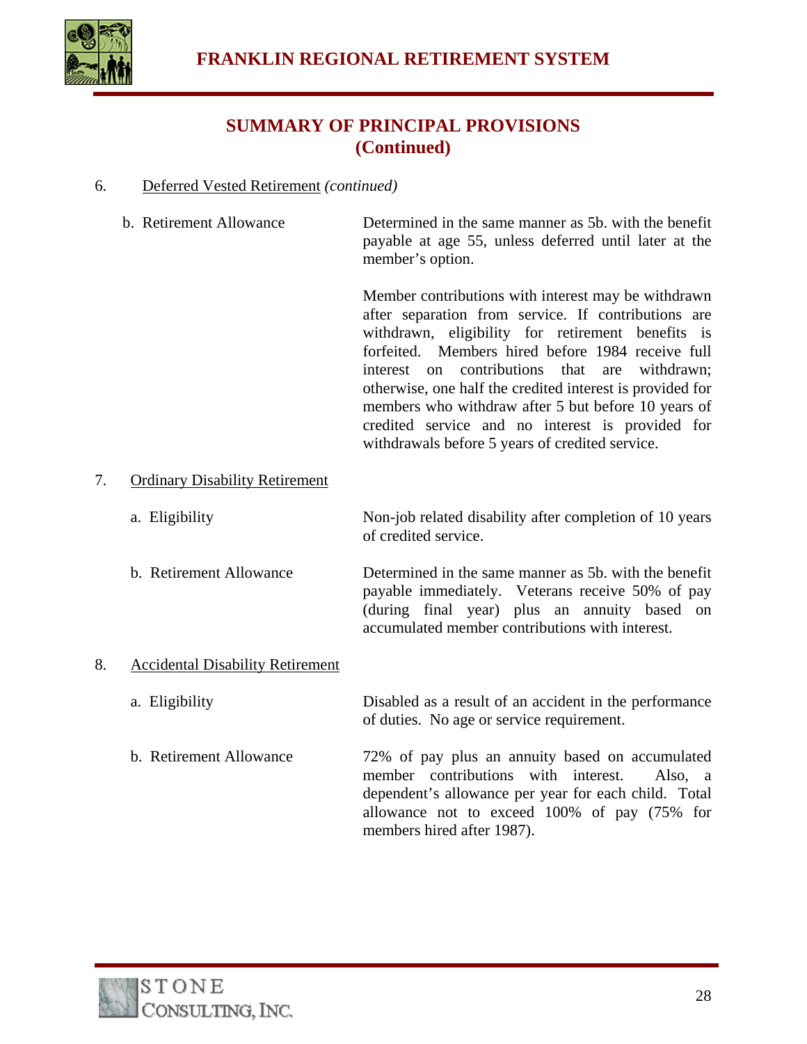## SUMMARY OF PRINCIPAL PROVISIONS (Continued)

6. Deferred Vested Retirement *(continued)*

b. Retirement Allowance

Determined in the same manner as 5b. with the benefit payable at age 55, unless deferred until later at the member's option.

Member contributions with interest may be withdrawn after separation from service. If contributions are withdrawn, eligibility for retirement benefits is forfeited. Members hired before 1984 receive full interest on contributions that are withdrawn; otherwise, one half the credited interest is provided for members who withdraw after 5 but before 10 years of credited service and no interest is provided for withdrawals before 5 years of credited service.

7. Ordinary Disability Retirement

a. Eligibility

Non-job related disability after completion of 10 years of credited service.

b. Retirement Allowance

Determined in the same manner as 5b. with the benefit payable immediately. Veterans receive 50% of pay (during final year) plus an annuity based on accumulated member contributions with interest.

8. Accidental Disability Retirement

a. Eligibility

Disabled as a result of an accident in the performance of duties. No age or service requirement.

b. Retirement Allowance

72% of pay plus an annuity based on accumulated member contributions with interest. Also, a dependent's allowance per year for each child. Total allowance not to exceed 100% of pay (75% for members hired after 1987).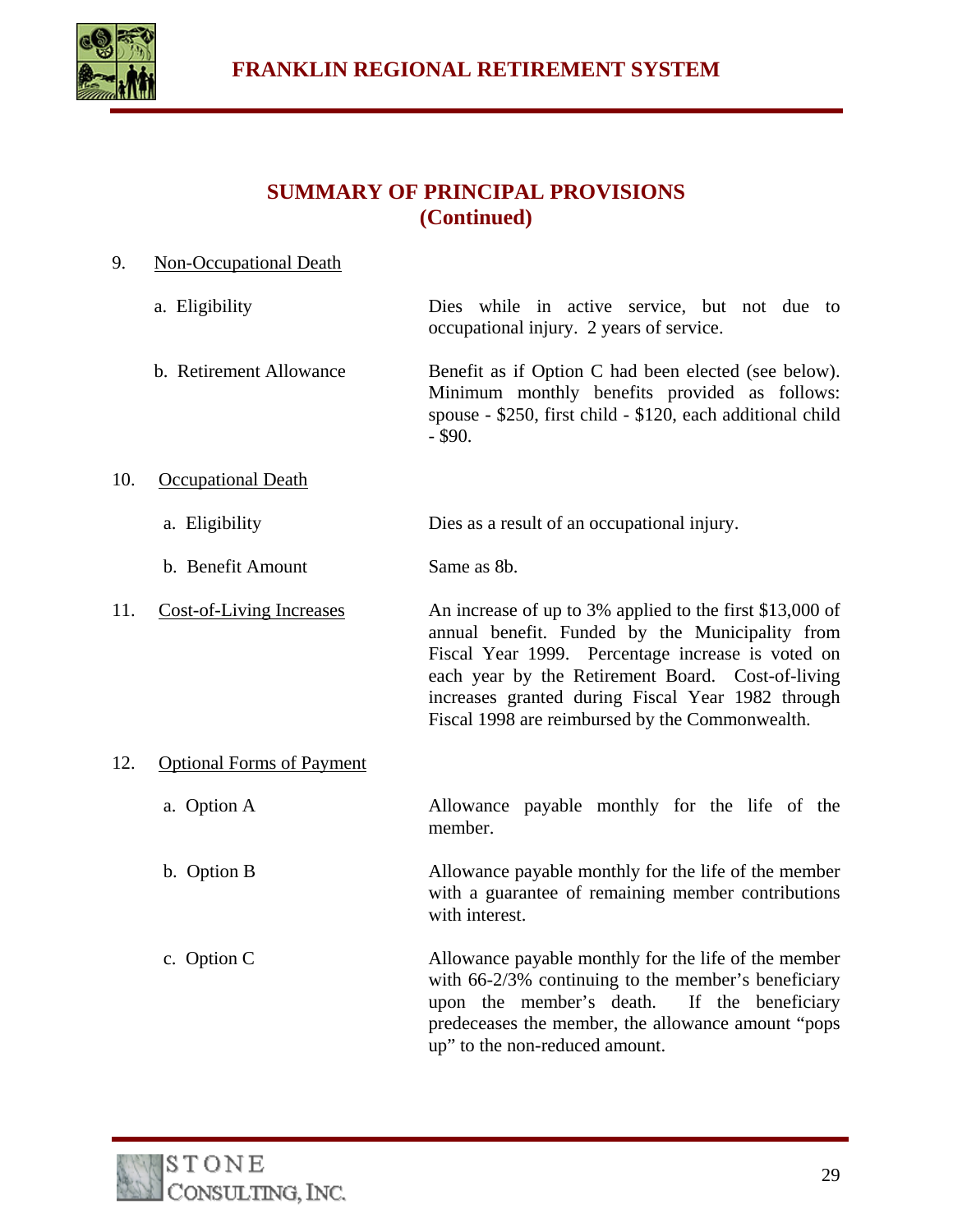## SUMMARY OF PRINCIPAL PROVISIONS (Continued)

9. Non-Occupational Death

| | |
|---|---|
| a. Eligibility | Dies while in active service, but not due to occupational injury. 2 years of service. |
| b. Retirement Allowance | Benefit as if Option C had been elected (see below). Minimum monthly benefits provided as follows: spouse - $250, first child - $120, each additional child - $90. |

10. Occupational Death

| | |
|---|---|
| a. Eligibility | Dies as a result of an occupational injury. |
| b. Benefit Amount | Same as 8b. |

11. Cost-of-Living Increases — An increase of up to 3% applied to the first $13,000 of annual benefit. Funded by the Municipality from Fiscal Year 1999. Percentage increase is voted on each year by the Retirement Board. Cost-of-living increases granted during Fiscal Year 1982 through Fiscal 1998 are reimbursed by the Commonwealth.

12. Optional Forms of Payment

| | |
|---|---|
| a. Option A | Allowance payable monthly for the life of the member. |
| b. Option B | Allowance payable monthly for the life of the member with a guarantee of remaining member contributions with interest. |
| c. Option C | Allowance payable monthly for the life of the member with 66-2/3% continuing to the member's beneficiary upon the member's death. If the beneficiary predeceases the member, the allowance amount "pops up" to the non-reduced amount. |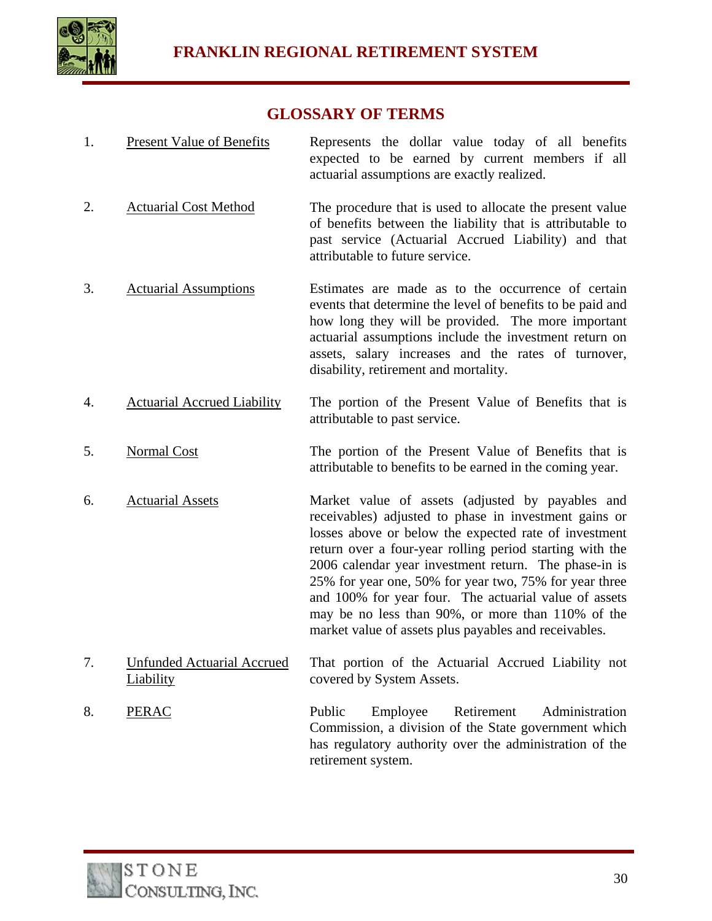## GLOSSARY OF TERMS

| | Term | Definition |
|---|---|---|
| 1. | Present Value of Benefits | Represents the dollar value today of all benefits expected to be earned by current members if all actuarial assumptions are exactly realized. |
| 2. | Actuarial Cost Method | The procedure that is used to allocate the present value of benefits between the liability that is attributable to past service (Actuarial Accrued Liability) and that attributable to future service. |
| 3. | Actuarial Assumptions | Estimates are made as to the occurrence of certain events that determine the level of benefits to be paid and how long they will be provided. The more important actuarial assumptions include the investment return on assets, salary increases and the rates of turnover, disability, retirement and mortality. |
| 4. | Actuarial Accrued Liability | The portion of the Present Value of Benefits that is attributable to past service. |
| 5. | Normal Cost | The portion of the Present Value of Benefits that is attributable to benefits to be earned in the coming year. |
| 6. | Actuarial Assets | Market value of assets (adjusted by payables and receivables) adjusted to phase in investment gains or losses above or below the expected rate of investment return over a four-year rolling period starting with the 2006 calendar year investment return. The phase-in is 25% for year one, 50% for year two, 75% for year three and 100% for year four. The actuarial value of assets may be no less than 90%, or more than 110% of the market value of assets plus payables and receivables. |
| 7. | Unfunded Actuarial Accrued Liability | That portion of the Actuarial Accrued Liability not covered by System Assets. |
| 8. | PERAC | Public Employee Retirement Administration Commission, a division of the State government which has regulatory authority over the administration of the retirement system. |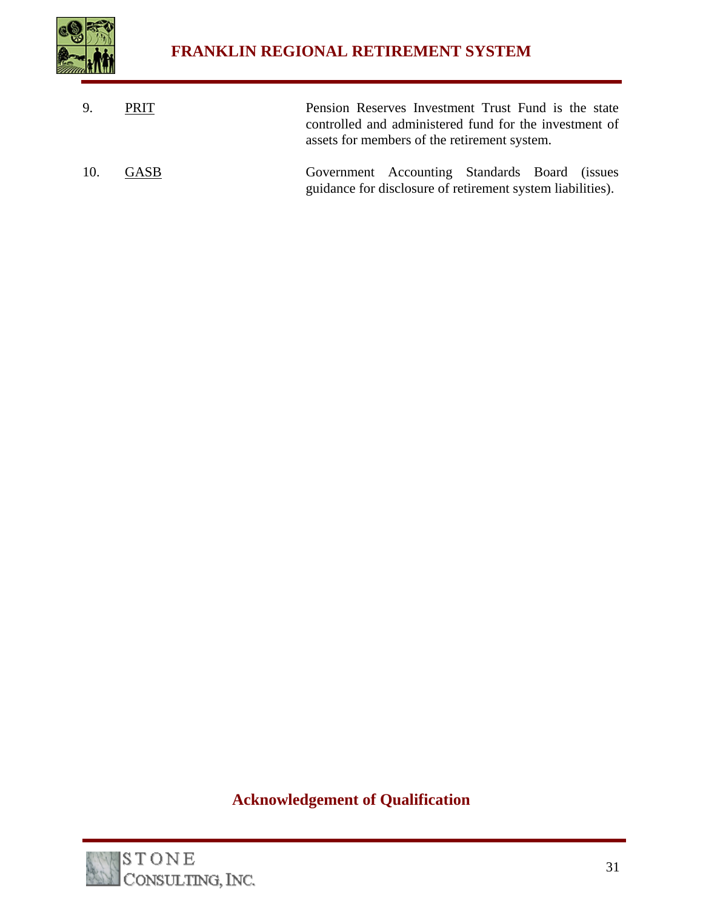9. PRIT — Pension Reserves Investment Trust Fund is the state controlled and administered fund for the investment of assets for members of the retirement system.

10. GASB — Government Accounting Standards Board (issues guidance for disclosure of retirement system liabilities).

## Acknowledgement of Qualification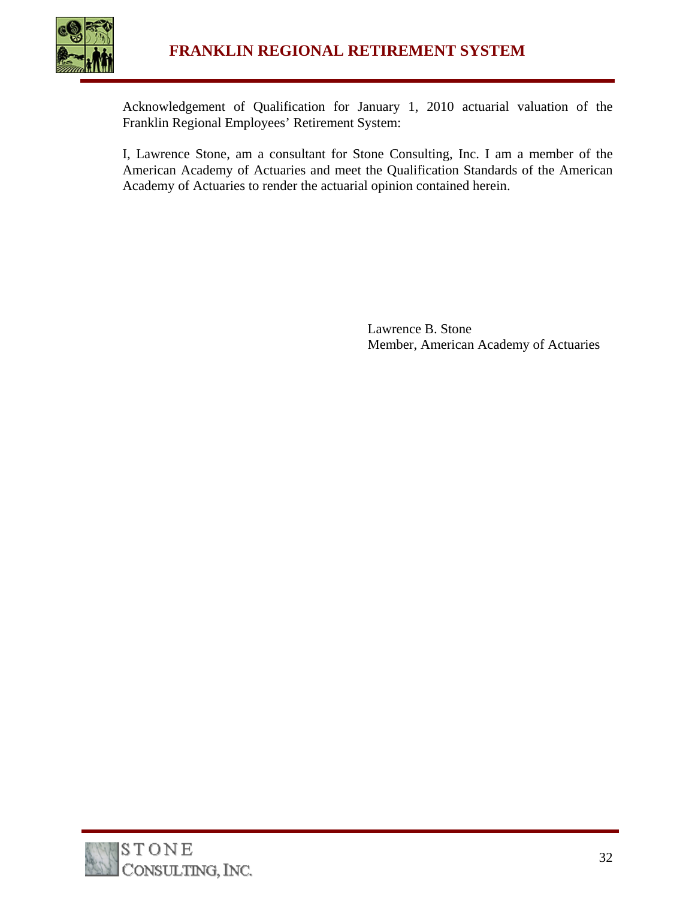Acknowledgement of Qualification for January 1, 2010 actuarial valuation of the Franklin Regional Employees' Retirement System:

I, Lawrence Stone, am a consultant for Stone Consulting, Inc. I am a member of the American Academy of Actuaries and meet the Qualification Standards of the American Academy of Actuaries to render the actuarial opinion contained herein.

Lawrence B. Stone
Member, American Academy of Actuaries